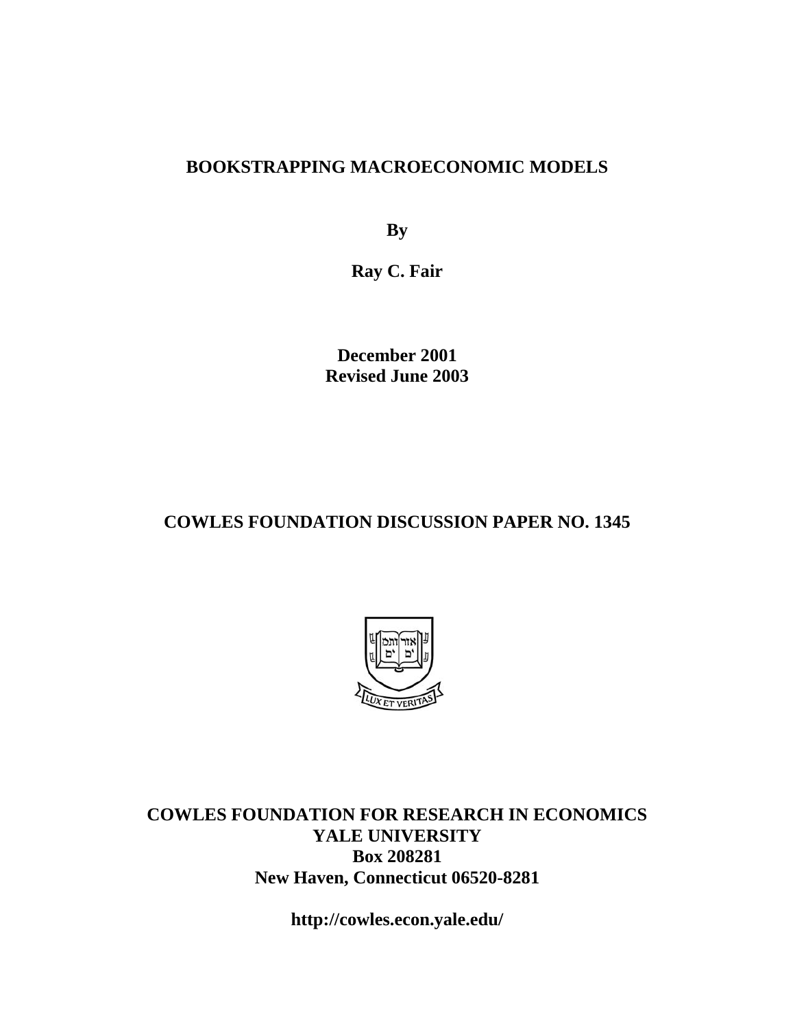# BOOKSTRAPPING MACROECONOMIC MODELS

**By**

**Ray C. Fair**

**December 2001**
**Revised June 2003**

## COWLES FOUNDATION DISCUSSION PAPER NO. 1345

**COWLES FOUNDATION FOR RESEARCH IN ECONOMICS**
**YALE UNIVERSITY**
**Box 208281**
**New Haven, Connecticut 06520-8281**

**http://cowles.econ.yale.edu/**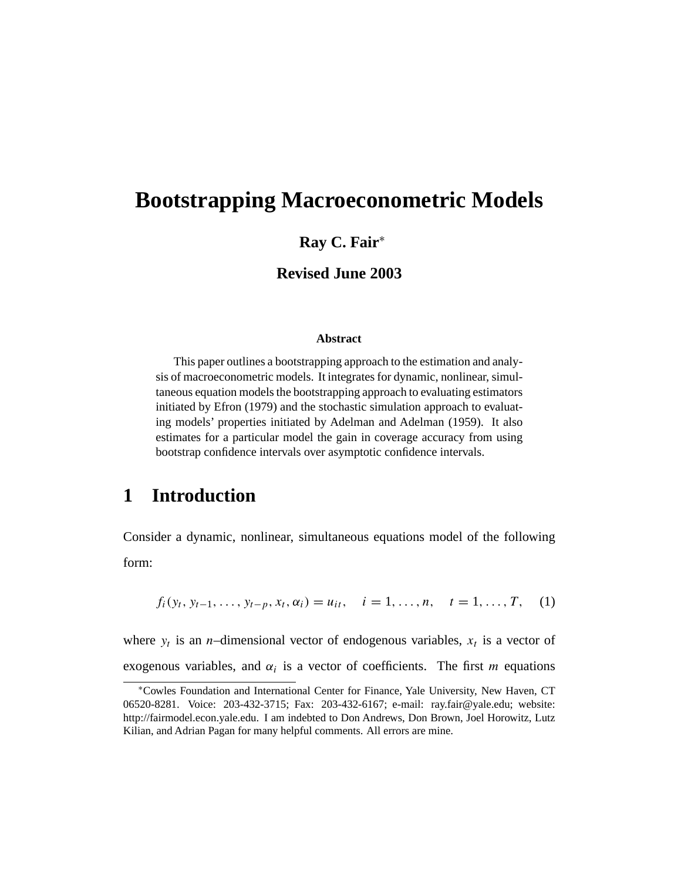# Bootstrapping Macroeconometric Models

**Ray C. Fair***

**Revised June 2003**

**Abstract**

This paper outlines a bootstrapping approach to the estimation and analysis of macroeconometric models. It integrates for dynamic, nonlinear, simultaneous equation models the bootstrapping approach to evaluating estimators initiated by Efron (1979) and the stochastic simulation approach to evaluating models' properties initiated by Adelman and Adelman (1959). It also estimates for a particular model the gain in coverage accuracy from using bootstrap confidence intervals over asymptotic confidence intervals.

## 1 Introduction

Consider a dynamic, nonlinear, simultaneous equations model of the following form:

$$f_i(y_t, y_{t-1}, \ldots, y_{t-p}, x_t, \alpha_i) = u_{it}, \quad i = 1, \ldots, n, \quad t = 1, \ldots, T, \tag{1}$$

where $y_t$ is an $n$–dimensional vector of endogenous variables, $x_t$ is a vector of exogenous variables, and $\alpha_i$ is a vector of coefficients. The first $m$ equations

*Cowles Foundation and International Center for Finance, Yale University, New Haven, CT 06520-8281. Voice: 203-432-3715; Fax: 203-432-6167; e-mail: ray.fair@yale.edu; website: http://fairmodel.econ.yale.edu. I am indebted to Don Andrews, Don Brown, Joel Horowitz, Lutz Kilian, and Adrian Pagan for many helpful comments. All errors are mine.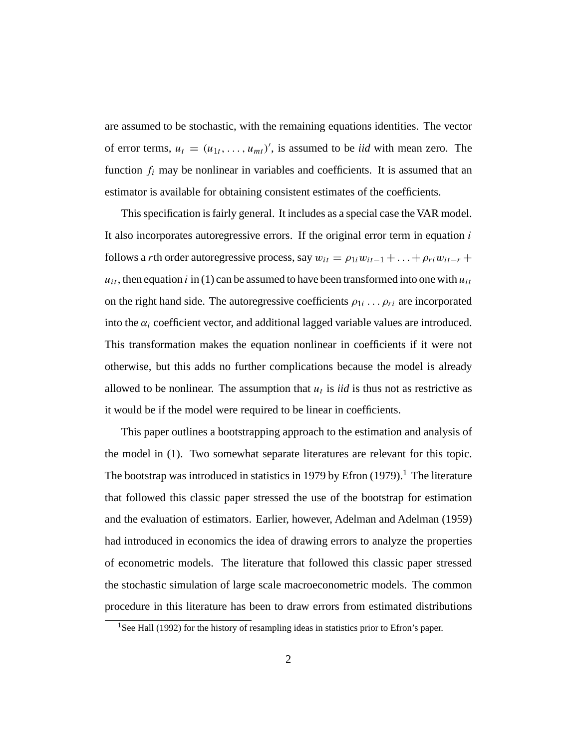are assumed to be stochastic, with the remaining equations identities. The vector of error terms, $u_t = (u_{1t}, \ldots, u_{mt})'$, is assumed to be *iid* with mean zero. The function $f_i$ may be nonlinear in variables and coefficients. It is assumed that an estimator is available for obtaining consistent estimates of the coefficients.

This specification is fairly general. It includes as a special case the VAR model. It also incorporates autoregressive errors. If the original error term in equation $i$ follows a $r$th order autoregressive process, say $w_{it} = \rho_{1i} w_{it-1} + \ldots + \rho_{ri} w_{it-r} + u_{it}$, then equation $i$ in (1) can be assumed to have been transformed into one with $u_{it}$ on the right hand side. The autoregressive coefficients $\rho_{1i} \ldots \rho_{ri}$ are incorporated into the $\alpha_i$ coefficient vector, and additional lagged variable values are introduced. This transformation makes the equation nonlinear in coefficients if it were not otherwise, but this adds no further complications because the model is already allowed to be nonlinear. The assumption that $u_t$ is *iid* is thus not as restrictive as it would be if the model were required to be linear in coefficients.

This paper outlines a bootstrapping approach to the estimation and analysis of the model in (1). Two somewhat separate literatures are relevant for this topic. The bootstrap was introduced in statistics in 1979 by Efron (1979).[1] The literature that followed this classic paper stressed the use of the bootstrap for estimation and the evaluation of estimators. Earlier, however, Adelman and Adelman (1959) had introduced in economics the idea of drawing errors to analyze the properties of econometric models. The literature that followed this classic paper stressed the stochastic simulation of large scale macroeconometric models. The common procedure in this literature has been to draw errors from estimated distributions

[1] See Hall (1992) for the history of resampling ideas in statistics prior to Efron's paper.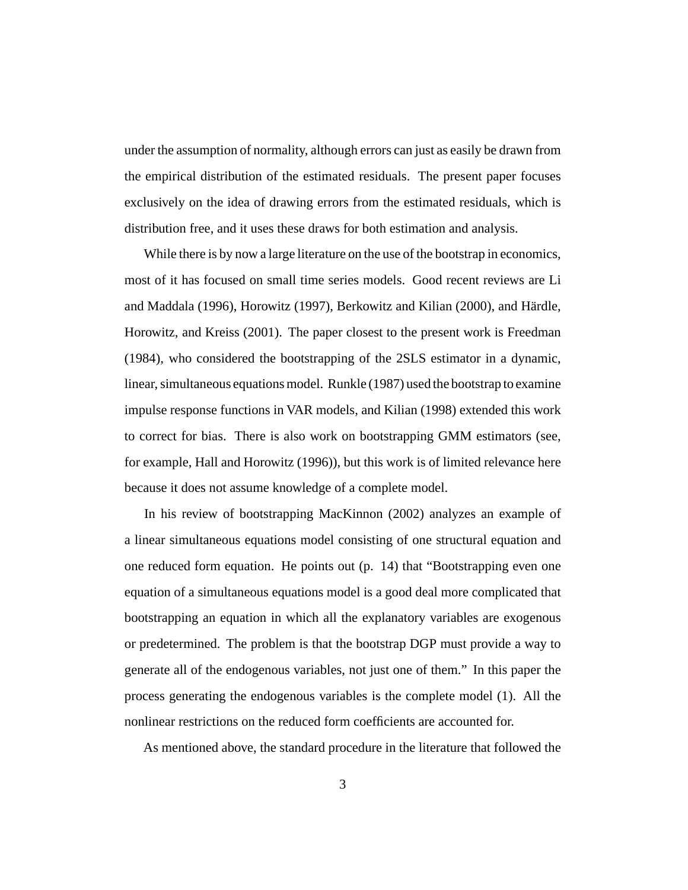under the assumption of normality, although errors can just as easily be drawn from the empirical distribution of the estimated residuals. The present paper focuses exclusively on the idea of drawing errors from the estimated residuals, which is distribution free, and it uses these draws for both estimation and analysis.

While there is by now a large literature on the use of the bootstrap in economics, most of it has focused on small time series models. Good recent reviews are Li and Maddala (1996), Horowitz (1997), Berkowitz and Kilian (2000), and Härdle, Horowitz, and Kreiss (2001). The paper closest to the present work is Freedman (1984), who considered the bootstrapping of the 2SLS estimator in a dynamic, linear, simultaneous equations model. Runkle (1987) used the bootstrap to examine impulse response functions in VAR models, and Kilian (1998) extended this work to correct for bias. There is also work on bootstrapping GMM estimators (see, for example, Hall and Horowitz (1996)), but this work is of limited relevance here because it does not assume knowledge of a complete model.

In his review of bootstrapping MacKinnon (2002) analyzes an example of a linear simultaneous equations model consisting of one structural equation and one reduced form equation. He points out (p. 14) that "Bootstrapping even one equation of a simultaneous equations model is a good deal more complicated that bootstrapping an equation in which all the explanatory variables are exogenous or predetermined. The problem is that the bootstrap DGP must provide a way to generate all of the endogenous variables, not just one of them." In this paper the process generating the endogenous variables is the complete model (1). All the nonlinear restrictions on the reduced form coefficients are accounted for.

As mentioned above, the standard procedure in the literature that followed the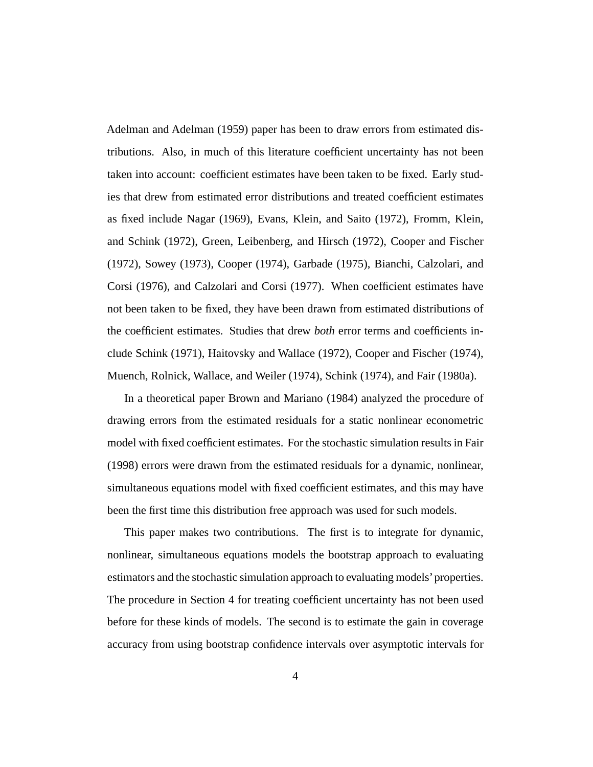Adelman and Adelman (1959) paper has been to draw errors from estimated distributions. Also, in much of this literature coefficient uncertainty has not been taken into account: coefficient estimates have been taken to be fixed. Early studies that drew from estimated error distributions and treated coefficient estimates as fixed include Nagar (1969), Evans, Klein, and Saito (1972), Fromm, Klein, and Schink (1972), Green, Leibenberg, and Hirsch (1972), Cooper and Fischer (1972), Sowey (1973), Cooper (1974), Garbade (1975), Bianchi, Calzolari, and Corsi (1976), and Calzolari and Corsi (1977). When coefficient estimates have not been taken to be fixed, they have been drawn from estimated distributions of the coefficient estimates. Studies that drew *both* error terms and coefficients include Schink (1971), Haitovsky and Wallace (1972), Cooper and Fischer (1974), Muench, Rolnick, Wallace, and Weiler (1974), Schink (1974), and Fair (1980a).

In a theoretical paper Brown and Mariano (1984) analyzed the procedure of drawing errors from the estimated residuals for a static nonlinear econometric model with fixed coefficient estimates. For the stochastic simulation results in Fair (1998) errors were drawn from the estimated residuals for a dynamic, nonlinear, simultaneous equations model with fixed coefficient estimates, and this may have been the first time this distribution free approach was used for such models.

This paper makes two contributions. The first is to integrate for dynamic, nonlinear, simultaneous equations models the bootstrap approach to evaluating estimators and the stochastic simulation approach to evaluating models' properties. The procedure in Section 4 for treating coefficient uncertainty has not been used before for these kinds of models. The second is to estimate the gain in coverage accuracy from using bootstrap confidence intervals over asymptotic intervals for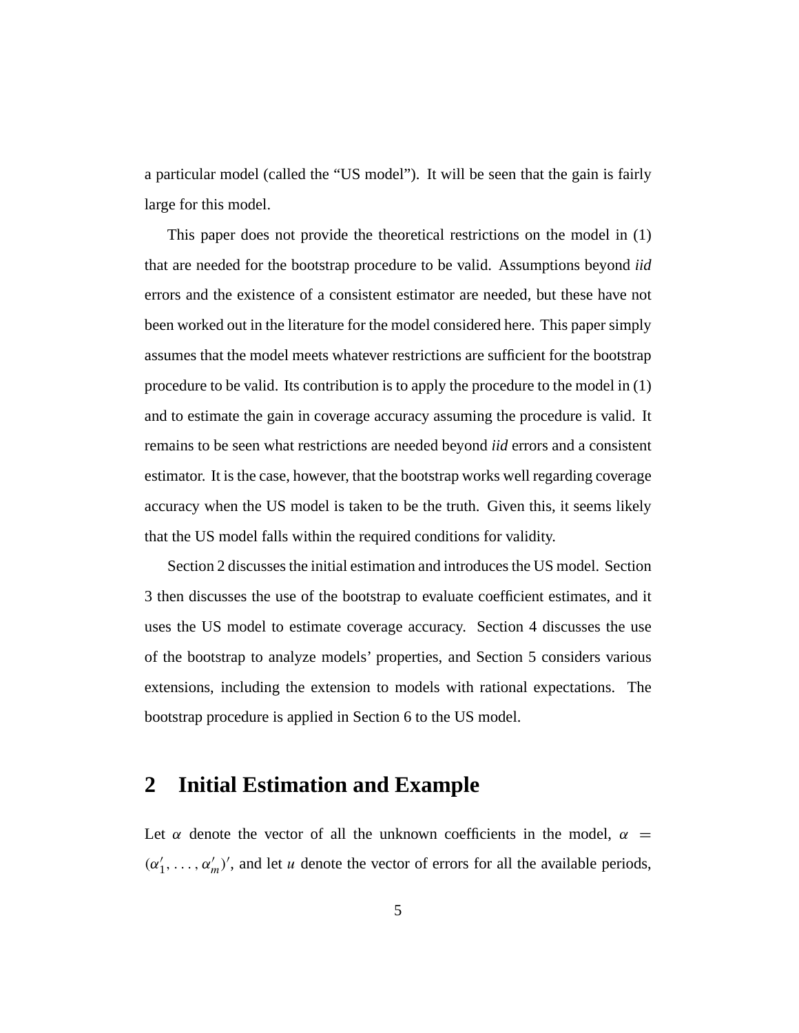a particular model (called the "US model"). It will be seen that the gain is fairly large for this model.

This paper does not provide the theoretical restrictions on the model in (1) that are needed for the bootstrap procedure to be valid. Assumptions beyond *iid* errors and the existence of a consistent estimator are needed, but these have not been worked out in the literature for the model considered here. This paper simply assumes that the model meets whatever restrictions are sufficient for the bootstrap procedure to be valid. Its contribution is to apply the procedure to the model in (1) and to estimate the gain in coverage accuracy assuming the procedure is valid. It remains to be seen what restrictions are needed beyond *iid* errors and a consistent estimator. It is the case, however, that the bootstrap works well regarding coverage accuracy when the US model is taken to be the truth. Given this, it seems likely that the US model falls within the required conditions for validity.

Section 2 discusses the initial estimation and introduces the US model. Section 3 then discusses the use of the bootstrap to evaluate coefficient estimates, and it uses the US model to estimate coverage accuracy. Section 4 discusses the use of the bootstrap to analyze models' properties, and Section 5 considers various extensions, including the extension to models with rational expectations. The bootstrap procedure is applied in Section 6 to the US model.

## 2 Initial Estimation and Example

Let $\alpha$ denote the vector of all the unknown coefficients in the model, $\alpha = (\alpha_1', \ldots, \alpha_m')'$, and let $u$ denote the vector of errors for all the available periods,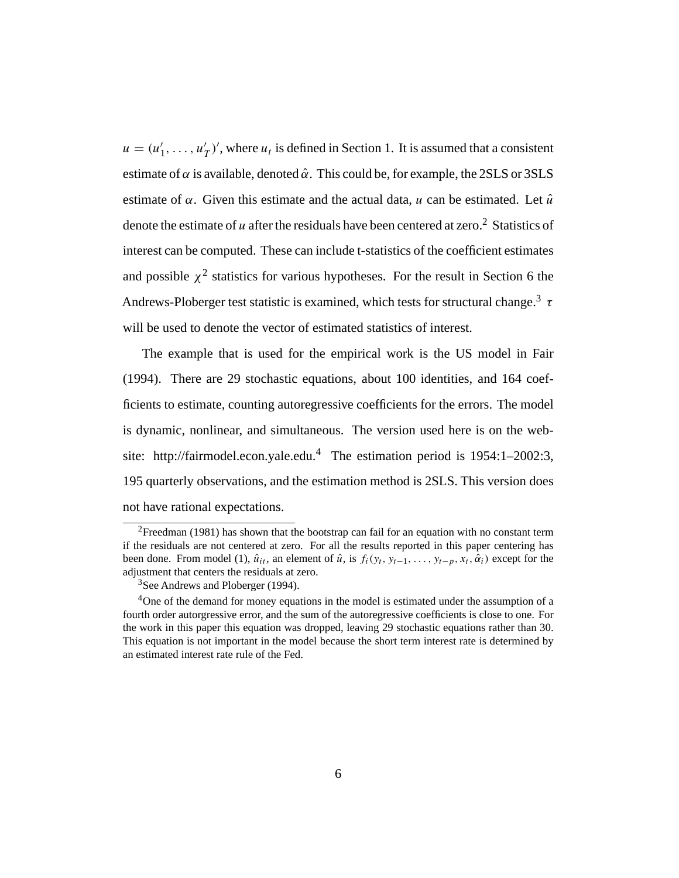$u = (u'_1, \ldots, u'_T)'$, where $u_t$ is defined in Section 1. It is assumed that a consistent estimate of $\alpha$ is available, denoted $\hat{\alpha}$. This could be, for example, the 2SLS or 3SLS estimate of $\alpha$. Given this estimate and the actual data, $u$ can be estimated. Let $\hat{u}$ denote the estimate of $u$ after the residuals have been centered at zero.[2] Statistics of interest can be computed. These can include t-statistics of the coefficient estimates and possible $\chi^2$ statistics for various hypotheses. For the result in Section 6 the Andrews-Ploberger test statistic is examined, which tests for structural change.[3] $\tau$ will be used to denote the vector of estimated statistics of interest.

The example that is used for the empirical work is the US model in Fair (1994). There are 29 stochastic equations, about 100 identities, and 164 coefficients to estimate, counting autoregressive coefficients for the errors. The model is dynamic, nonlinear, and simultaneous. The version used here is on the website: http://fairmodel.econ.yale.edu.[4] The estimation period is 1954:1–2002:3, 195 quarterly observations, and the estimation method is 2SLS. This version does not have rational expectations.

---

[2] Freedman (1981) has shown that the bootstrap can fail for an equation with no constant term if the residuals are not centered at zero. For all the results reported in this paper centering has been done. From model (1), $\hat{u}_{it}$, an element of $\hat{u}$, is $f_i(y_t, y_{t-1}, \ldots, y_{t-p}, x_t, \hat{\alpha}_i)$ except for the adjustment that centers the residuals at zero.

[3] See Andrews and Ploberger (1994).

[4] One of the demand for money equations in the model is estimated under the assumption of a fourth order autorgressive error, and the sum of the autoregressive coefficients is close to one. For the work in this paper this equation was dropped, leaving 29 stochastic equations rather than 30. This equation is not important in the model because the short term interest rate is determined by an estimated interest rate rule of the Fed.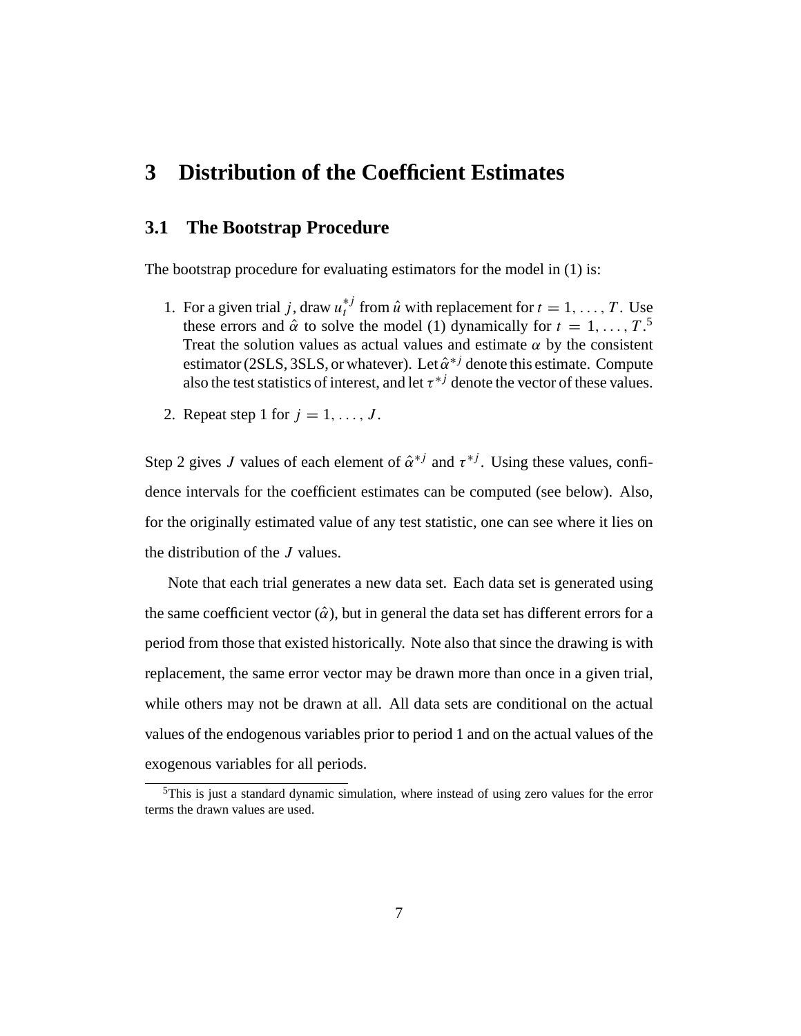# 3 Distribution of the Coefficient Estimates

## 3.1 The Bootstrap Procedure

The bootstrap procedure for evaluating estimators for the model in (1) is:

1. For a given trial $j$, draw $u_t^{*j}$ from $\hat{u}$ with replacement for $t = 1, \ldots, T$. Use these errors and $\hat{\alpha}$ to solve the model (1) dynamically for $t = 1, \ldots, T$.[5] Treat the solution values as actual values and estimate $\alpha$ by the consistent estimator (2SLS, 3SLS, or whatever). Let $\hat{\alpha}^{*j}$ denote this estimate. Compute also the test statistics of interest, and let $\tau^{*j}$ denote the vector of these values.

2. Repeat step 1 for $j = 1, \ldots, J$.

Step 2 gives $J$ values of each element of $\hat{\alpha}^{*j}$ and $\tau^{*j}$. Using these values, confidence intervals for the coefficient estimates can be computed (see below). Also, for the originally estimated value of any test statistic, one can see where it lies on the distribution of the $J$ values.

Note that each trial generates a new data set. Each data set is generated using the same coefficient vector ($\hat{\alpha}$), but in general the data set has different errors for a period from those that existed historically. Note also that since the drawing is with replacement, the same error vector may be drawn more than once in a given trial, while others may not be drawn at all. All data sets are conditional on the actual values of the endogenous variables prior to period 1 and on the actual values of the exogenous variables for all periods.

[5] This is just a standard dynamic simulation, where instead of using zero values for the error terms the drawn values are used.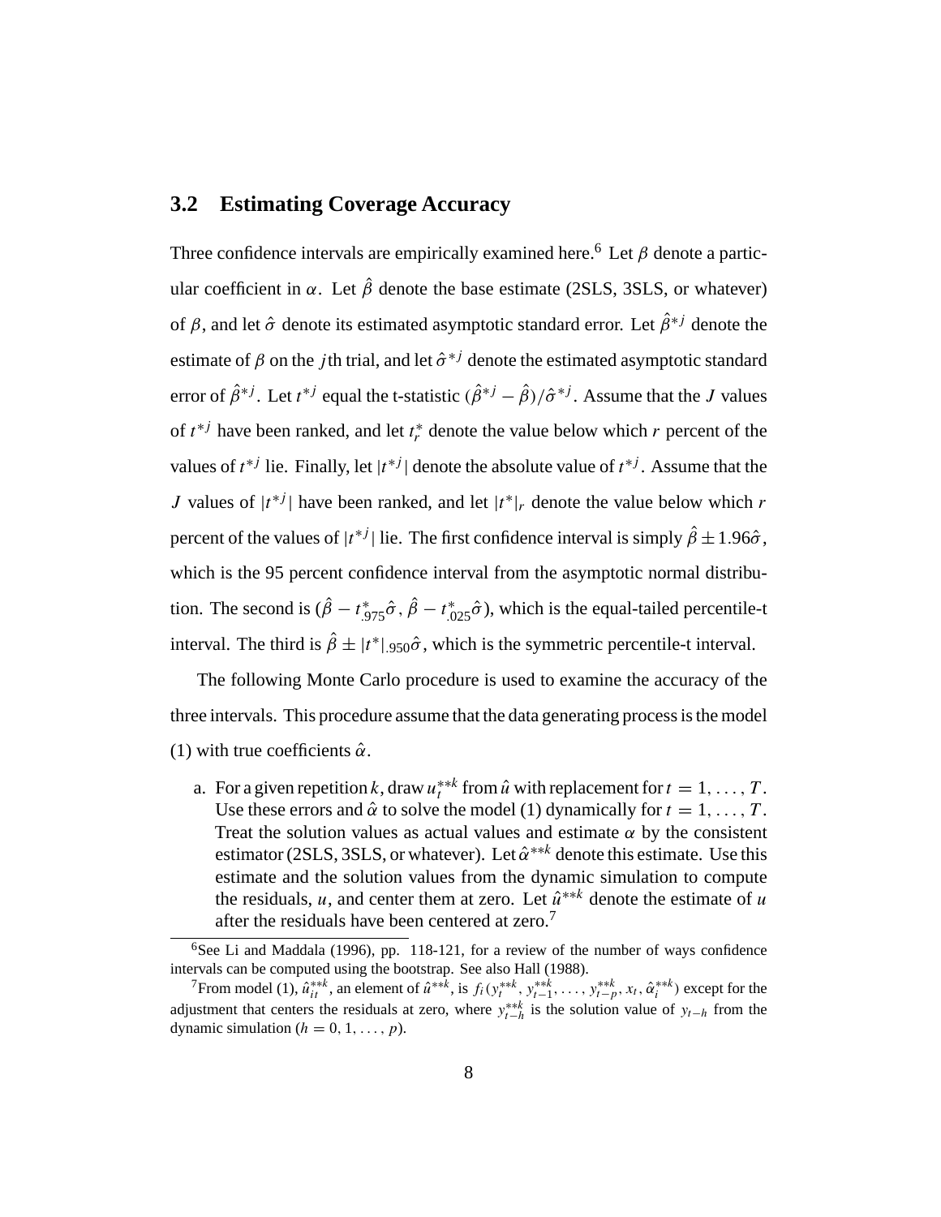## 3.2 Estimating Coverage Accuracy

Three confidence intervals are empirically examined here.[6] Let $\beta$ denote a particular coefficient in $\alpha$. Let $\hat{\beta}$ denote the base estimate (2SLS, 3SLS, or whatever) of $\beta$, and let $\hat{\sigma}$ denote its estimated asymptotic standard error. Let $\hat{\beta}^{*j}$ denote the estimate of $\beta$ on the $j$th trial, and let $\hat{\sigma}^{*j}$ denote the estimated asymptotic standard error of $\hat{\beta}^{*j}$. Let $t^{*j}$ equal the t-statistic $(\hat{\beta}^{*j} - \hat{\beta})/\hat{\sigma}^{*j}$. Assume that the $J$ values of $t^{*j}$ have been ranked, and let $t^*_r$ denote the value below which $r$ percent of the values of $t^{*j}$ lie. Finally, let $|t^{*j}|$ denote the absolute value of $t^{*j}$. Assume that the $J$ values of $|t^{*j}|$ have been ranked, and let $|t^*|_r$ denote the value below which $r$ percent of the values of $|t^{*j}|$ lie. The first confidence interval is simply $\hat{\beta} \pm 1.96\hat{\sigma}$, which is the 95 percent confidence interval from the asymptotic normal distribution. The second is $(\hat{\beta} - t^*_{.975}\hat{\sigma}, \hat{\beta} - t^*_{.025}\hat{\sigma})$, which is the equal-tailed percentile-t interval. The third is $\hat{\beta} \pm |t^*|_{.950}\hat{\sigma}$, which is the symmetric percentile-t interval.

The following Monte Carlo procedure is used to examine the accuracy of the three intervals. This procedure assume that the data generating process is the model (1) with true coefficients $\hat{\alpha}$.

a. For a given repetition $k$, draw $u^{**k}_t$ from $\hat{u}$ with replacement for $t = 1, \ldots, T$. Use these errors and $\hat{\alpha}$ to solve the model (1) dynamically for $t = 1, \ldots, T$. Treat the solution values as actual values and estimate $\alpha$ by the consistent estimator (2SLS, 3SLS, or whatever). Let $\hat{\alpha}^{**k}$ denote this estimate. Use this estimate and the solution values from the dynamic simulation to compute the residuals, $u$, and center them at zero. Let $\hat{u}^{**k}$ denote the estimate of $u$ after the residuals have been centered at zero.[7]

[6] See Li and Maddala (1996), pp. 118-121, for a review of the number of ways confidence intervals can be computed using the bootstrap. See also Hall (1988).

[7] From model (1), $\hat{u}^{**k}_{it}$, an element of $\hat{u}^{**k}$, is $f_i(y^{**k}_t, y^{**k}_{t-1}, \ldots, y^{**k}_{t-p}, x_t, \hat{\alpha}^{**k}_i)$ except for the adjustment that centers the residuals at zero, where $y^{**k}_{t-h}$ is the solution value of $y_{t-h}$ from the dynamic simulation ($h = 0, 1, \ldots, p$).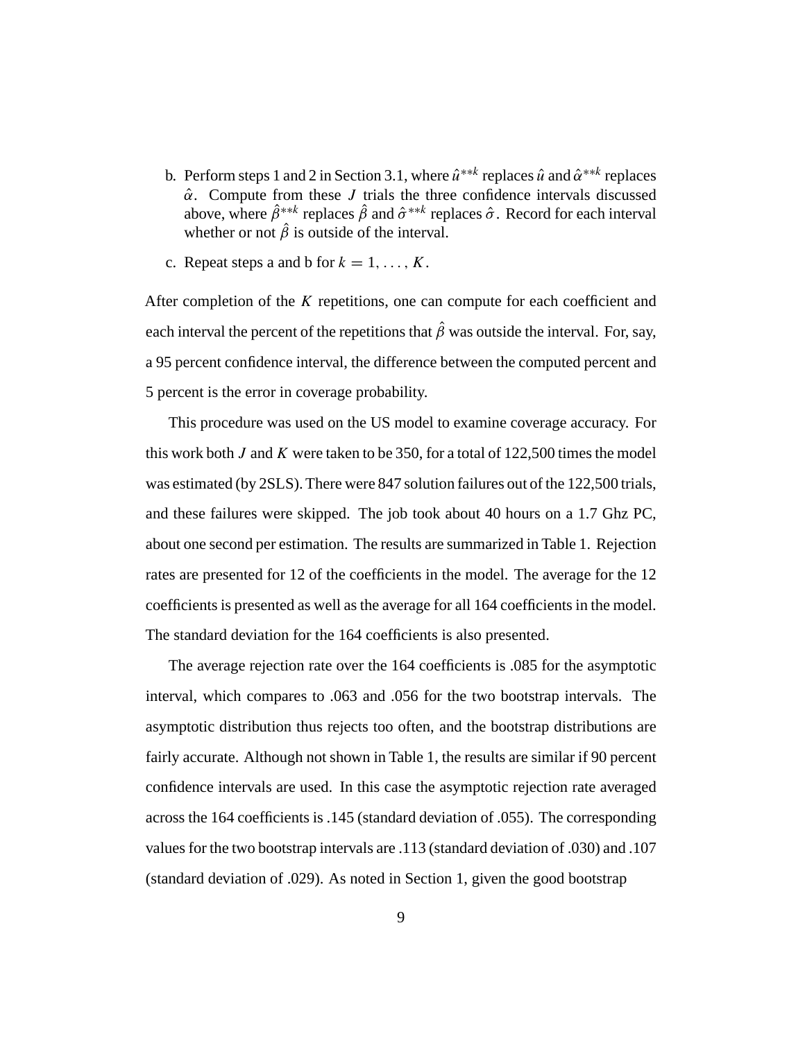b. Perform steps 1 and 2 in Section 3.1, where $\hat{u}^{**k}$ replaces $\hat{u}$ and $\hat{\alpha}^{**k}$ replaces $\hat{\alpha}$. Compute from these $J$ trials the three confidence intervals discussed above, where $\hat{\beta}^{**k}$ replaces $\hat{\beta}$ and $\hat{\sigma}^{**k}$ replaces $\hat{\sigma}$. Record for each interval whether or not $\hat{\beta}$ is outside of the interval.

c. Repeat steps a and b for $k = 1, \ldots, K$.

After completion of the $K$ repetitions, one can compute for each coefficient and each interval the percent of the repetitions that $\hat{\beta}$ was outside the interval. For, say, a 95 percent confidence interval, the difference between the computed percent and 5 percent is the error in coverage probability.

This procedure was used on the US model to examine coverage accuracy. For this work both $J$ and $K$ were taken to be 350, for a total of 122,500 times the model was estimated (by 2SLS). There were 847 solution failures out of the 122,500 trials, and these failures were skipped. The job took about 40 hours on a 1.7 Ghz PC, about one second per estimation. The results are summarized in Table 1. Rejection rates are presented for 12 of the coefficients in the model. The average for the 12 coefficients is presented as well as the average for all 164 coefficients in the model. The standard deviation for the 164 coefficients is also presented.

The average rejection rate over the 164 coefficients is .085 for the asymptotic interval, which compares to .063 and .056 for the two bootstrap intervals. The asymptotic distribution thus rejects too often, and the bootstrap distributions are fairly accurate. Although not shown in Table 1, the results are similar if 90 percent confidence intervals are used. In this case the asymptotic rejection rate averaged across the 164 coefficients is .145 (standard deviation of .055). The corresponding values for the two bootstrap intervals are .113 (standard deviation of .030) and .107 (standard deviation of .029). As noted in Section 1, given the good bootstrap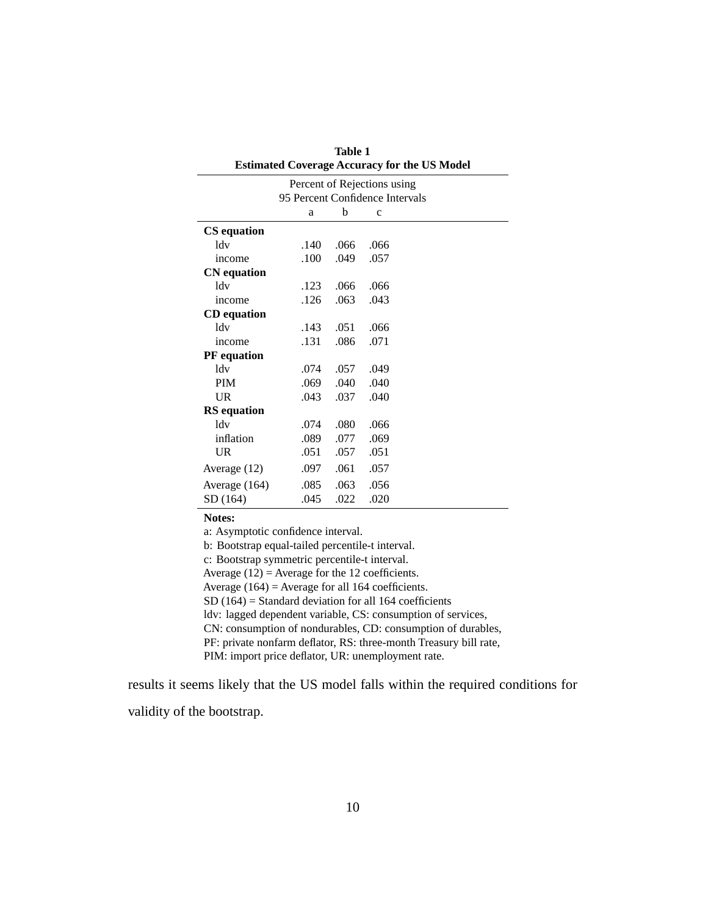**Table 1**
**Estimated Coverage Accuracy for the US Model**

| | Percent of Rejections using 95 Percent Confidence Intervals | | |
|---|---|---|---|
| | a | b | c |
| **CS equation** | | | |
| ldv | .140 | .066 | .066 |
| income | .100 | .049 | .057 |
| **CN equation** | | | |
| ldv | .123 | .066 | .066 |
| income | .126 | .063 | .043 |
| **CD equation** | | | |
| ldv | .143 | .051 | .066 |
| income | .131 | .086 | .071 |
| **PF equation** | | | |
| ldv | .074 | .057 | .049 |
| PIM | .069 | .040 | .040 |
| UR | .043 | .037 | .040 |
| **RS equation** | | | |
| ldv | .074 | .080 | .066 |
| inflation | .089 | .077 | .069 |
| UR | .051 | .057 | .051 |
| Average (12) | .097 | .061 | .057 |
| Average (164) | .085 | .063 | .056 |
| SD (164) | .045 | .022 | .020 |

**Notes:**

a: Asymptotic confidence interval.

b: Bootstrap equal-tailed percentile-t interval.

c: Bootstrap symmetric percentile-t interval.

Average (12) = Average for the 12 coefficients.

Average (164) = Average for all 164 coefficients.

SD (164) = Standard deviation for all 164 coefficients

ldv: lagged dependent variable, CS: consumption of services, CN: consumption of nondurables, CD: consumption of durables, PF: private nonfarm deflator, RS: three-month Treasury bill rate, PIM: import price deflator, UR: unemployment rate.

results it seems likely that the US model falls within the required conditions for validity of the bootstrap.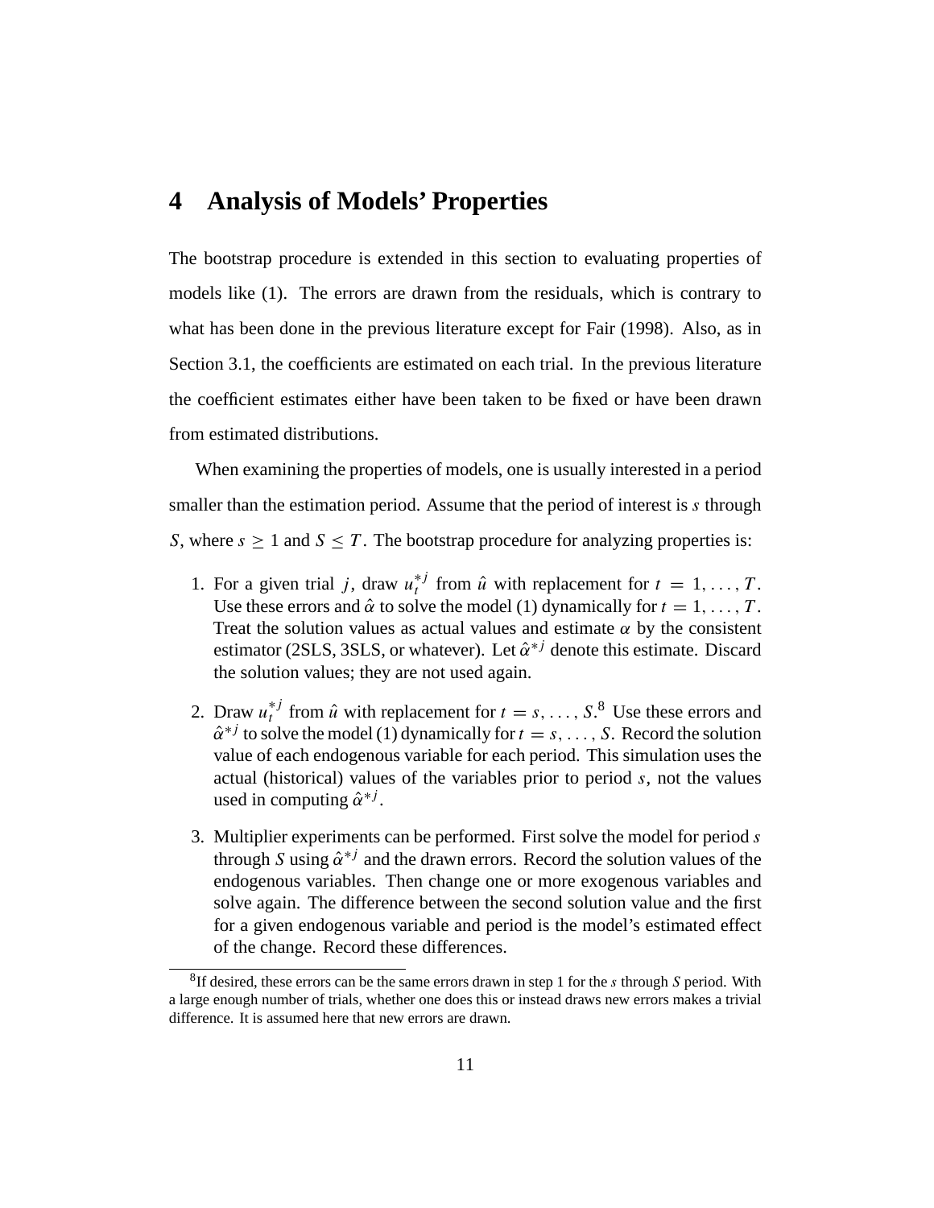# 4 Analysis of Models' Properties

The bootstrap procedure is extended in this section to evaluating properties of models like (1). The errors are drawn from the residuals, which is contrary to what has been done in the previous literature except for Fair (1998). Also, as in Section 3.1, the coefficients are estimated on each trial. In the previous literature the coefficient estimates either have been taken to be fixed or have been drawn from estimated distributions.

When examining the properties of models, one is usually interested in a period smaller than the estimation period. Assume that the period of interest is $s$ through $S$, where $s \geq 1$ and $S \leq T$. The bootstrap procedure for analyzing properties is:

1. For a given trial $j$, draw $u_t^{*j}$ from $\hat{u}$ with replacement for $t = 1, \ldots, T$. Use these errors and $\hat{\alpha}$ to solve the model (1) dynamically for $t = 1, \ldots, T$. Treat the solution values as actual values and estimate $\alpha$ by the consistent estimator (2SLS, 3SLS, or whatever). Let $\hat{\alpha}^{*j}$ denote this estimate. Discard the solution values; they are not used again.

2. Draw $u_t^{*j}$ from $\hat{u}$ with replacement for $t = s, \ldots, S$.[8] Use these errors and $\hat{\alpha}^{*j}$ to solve the model (1) dynamically for $t = s, \ldots, S$. Record the solution value of each endogenous variable for each period. This simulation uses the actual (historical) values of the variables prior to period $s$, not the values used in computing $\hat{\alpha}^{*j}$.

3. Multiplier experiments can be performed. First solve the model for period $s$ through $S$ using $\hat{\alpha}^{*j}$ and the drawn errors. Record the solution values of the endogenous variables. Then change one or more exogenous variables and solve again. The difference between the second solution value and the first for a given endogenous variable and period is the model's estimated effect of the change. Record these differences.

[8] If desired, these errors can be the same errors drawn in step 1 for the $s$ through $S$ period. With a large enough number of trials, whether one does this or instead draws new errors makes a trivial difference. It is assumed here that new errors are drawn.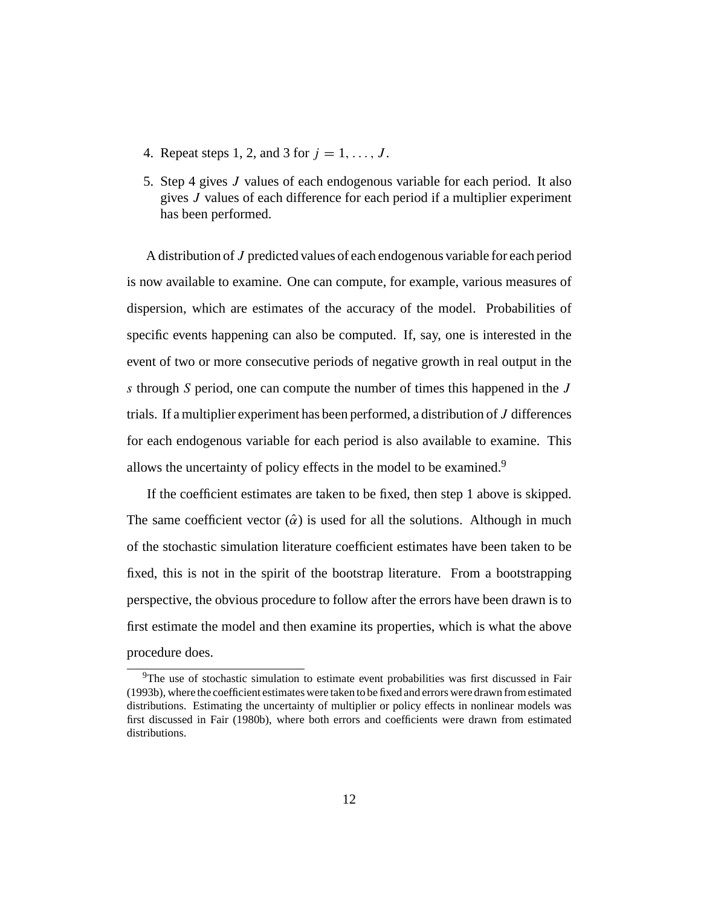4. Repeat steps 1, 2, and 3 for $j = 1, \ldots, J$.

5. Step 4 gives $J$ values of each endogenous variable for each period. It also gives $J$ values of each difference for each period if a multiplier experiment has been performed.

A distribution of $J$ predicted values of each endogenous variable for each period is now available to examine. One can compute, for example, various measures of dispersion, which are estimates of the accuracy of the model. Probabilities of specific events happening can also be computed. If, say, one is interested in the event of two or more consecutive periods of negative growth in real output in the $s$ through $S$ period, one can compute the number of times this happened in the $J$ trials. If a multiplier experiment has been performed, a distribution of $J$ differences for each endogenous variable for each period is also available to examine. This allows the uncertainty of policy effects in the model to be examined.[9]

If the coefficient estimates are taken to be fixed, then step 1 above is skipped. The same coefficient vector ($\hat{\alpha}$) is used for all the solutions. Although in much of the stochastic simulation literature coefficient estimates have been taken to be fixed, this is not in the spirit of the bootstrap literature. From a bootstrapping perspective, the obvious procedure to follow after the errors have been drawn is to first estimate the model and then examine its properties, which is what the above procedure does.

[9]The use of stochastic simulation to estimate event probabilities was first discussed in Fair (1993b), where the coefficient estimates were taken to be fixed and errors were drawn from estimated distributions. Estimating the uncertainty of multiplier or policy effects in nonlinear models was first discussed in Fair (1980b), where both errors and coefficients were drawn from estimated distributions.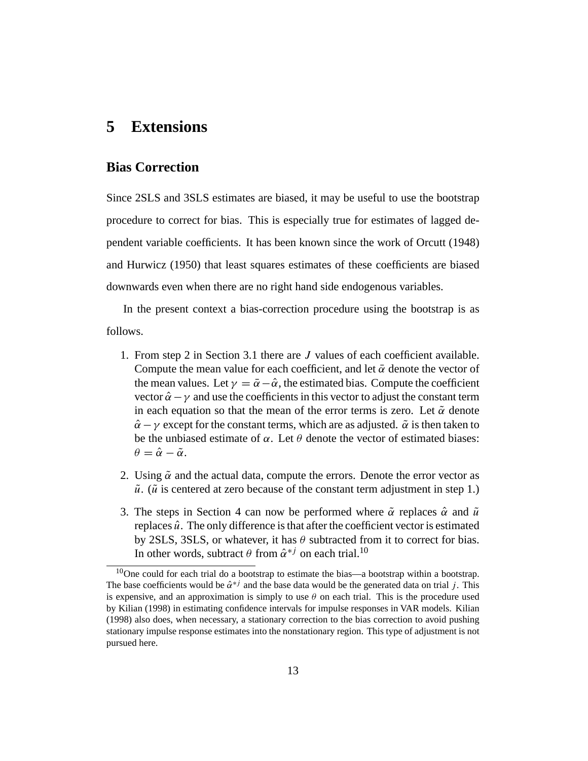# 5 Extensions

## Bias Correction

Since 2SLS and 3SLS estimates are biased, it may be useful to use the bootstrap procedure to correct for bias. This is especially true for estimates of lagged dependent variable coefficients. It has been known since the work of Orcutt (1948) and Hurwicz (1950) that least squares estimates of these coefficients are biased downwards even when there are no right hand side endogenous variables.

In the present context a bias-correction procedure using the bootstrap is as follows.

1. From step 2 in Section 3.1 there are $J$ values of each coefficient available. Compute the mean value for each coefficient, and let $\bar{\alpha}$ denote the vector of the mean values. Let $\gamma = \bar{\alpha} - \hat{\alpha}$, the estimated bias. Compute the coefficient vector $\hat{\alpha} - \gamma$ and use the coefficients in this vector to adjust the constant term in each equation so that the mean of the error terms is zero. Let $\tilde{\alpha}$ denote $\hat{\alpha} - \gamma$ except for the constant terms, which are as adjusted. $\tilde{\alpha}$ is then taken to be the unbiased estimate of $\alpha$. Let $\theta$ denote the vector of estimated biases: $\theta = \hat{\alpha} - \tilde{\alpha}$.

2. Using $\tilde{\alpha}$ and the actual data, compute the errors. Denote the error vector as $\tilde{u}$. ($\tilde{u}$ is centered at zero because of the constant term adjustment in step 1.)

3. The steps in Section 4 can now be performed where $\tilde{\alpha}$ replaces $\hat{\alpha}$ and $\tilde{u}$ replaces $\hat{u}$. The only difference is that after the coefficient vector is estimated by 2SLS, 3SLS, or whatever, it has $\theta$ subtracted from it to correct for bias. In other words, subtract $\theta$ from $\hat{\alpha}^{*j}$ on each trial.[10]

[10] One could for each trial do a bootstrap to estimate the bias—a bootstrap within a bootstrap. The base coefficients would be $\hat{\alpha}^{*j}$ and the base data would be the generated data on trial $j$. This is expensive, and an approximation is simply to use $\theta$ on each trial. This is the procedure used by Kilian (1998) in estimating confidence intervals for impulse responses in VAR models. Kilian (1998) also does, when necessary, a stationary correction to the bias correction to avoid pushing stationary impulse response estimates into the nonstationary region. This type of adjustment is not pursued here.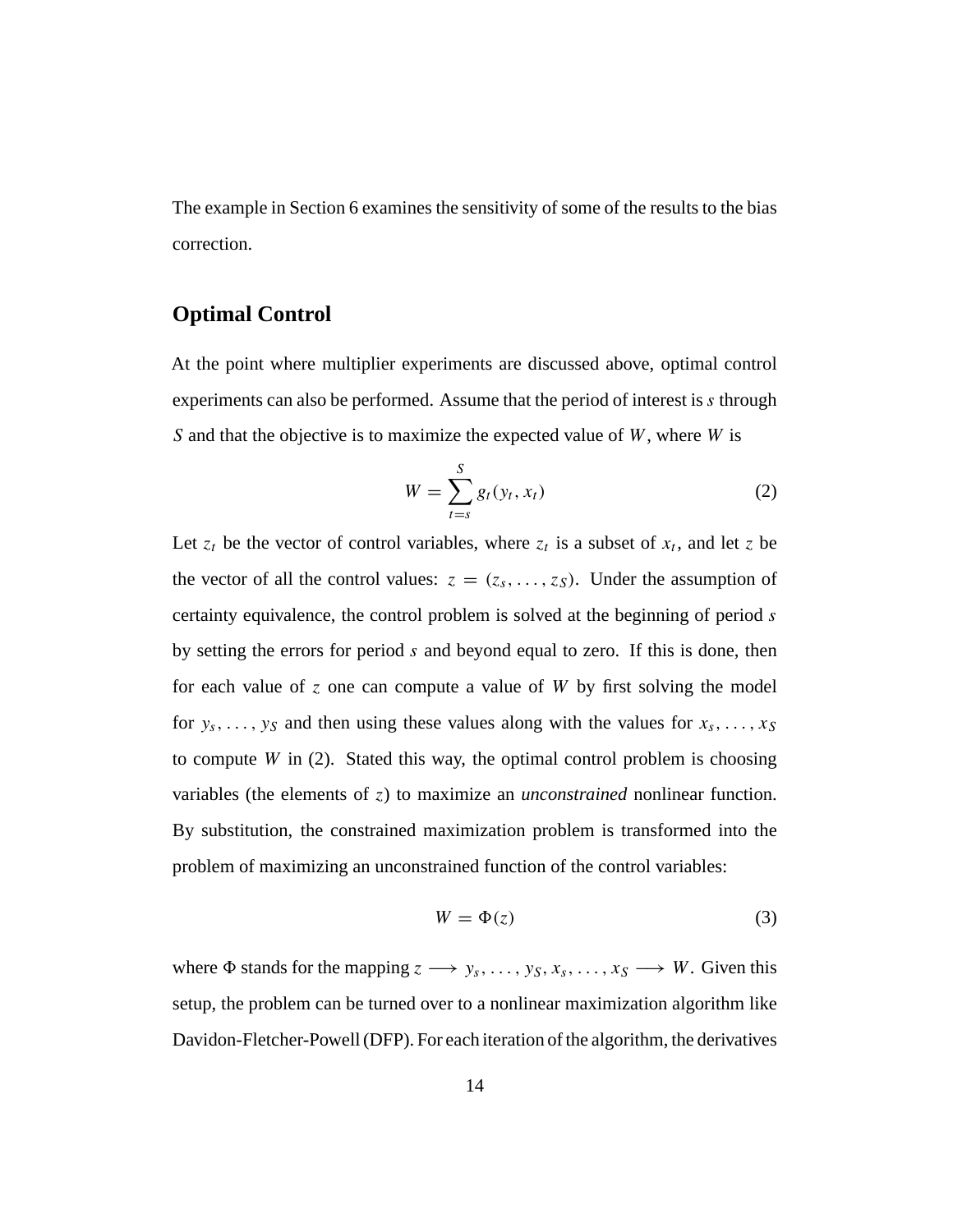The example in Section 6 examines the sensitivity of some of the results to the bias correction.

## Optimal Control

At the point where multiplier experiments are discussed above, optimal control experiments can also be performed. Assume that the period of interest is $s$ through $S$ and that the objective is to maximize the expected value of $W$, where $W$ is

$$W = \sum_{t=s}^{S} g_t(y_t, x_t) \tag{2}$$

Let $z_t$ be the vector of control variables, where $z_t$ is a subset of $x_t$, and let $z$ be the vector of all the control values: $z = (z_s, \ldots, z_S)$. Under the assumption of certainty equivalence, the control problem is solved at the beginning of period $s$ by setting the errors for period $s$ and beyond equal to zero. If this is done, then for each value of $z$ one can compute a value of $W$ by first solving the model for $y_s, \ldots, y_S$ and then using these values along with the values for $x_s, \ldots, x_S$ to compute $W$ in (2). Stated this way, the optimal control problem is choosing variables (the elements of $z$) to maximize an *unconstrained* nonlinear function. By substitution, the constrained maximization problem is transformed into the problem of maximizing an unconstrained function of the control variables:

$$W = \Phi(z) \tag{3}$$

where $\Phi$ stands for the mapping $z \longrightarrow y_s, \ldots, y_S, x_s, \ldots, x_S \longrightarrow W$. Given this setup, the problem can be turned over to a nonlinear maximization algorithm like Davidon-Fletcher-Powell (DFP). For each iteration of the algorithm, the derivatives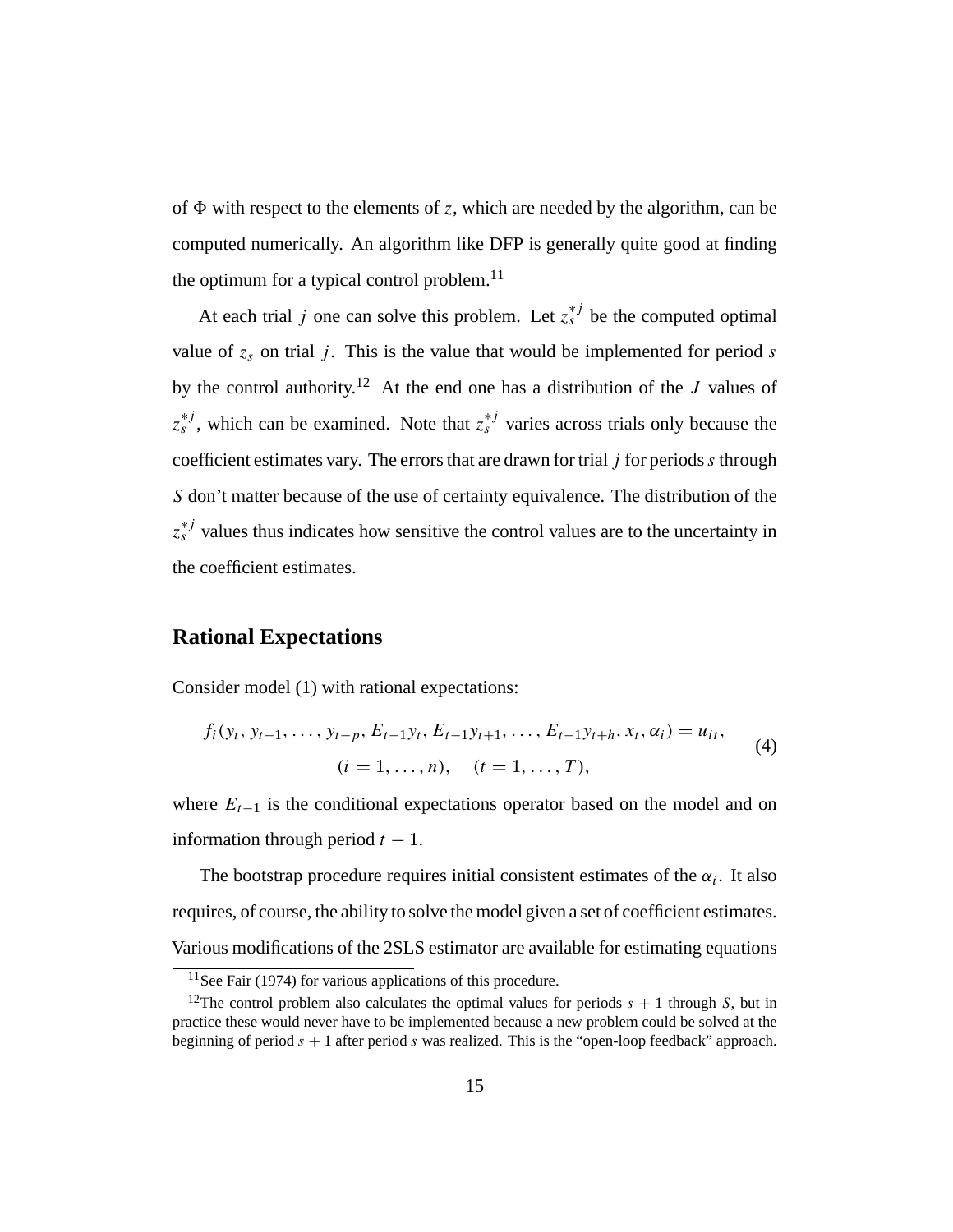of $\Phi$ with respect to the elements of $z$, which are needed by the algorithm, can be computed numerically. An algorithm like DFP is generally quite good at finding the optimum for a typical control problem.[11]

At each trial $j$ one can solve this problem. Let $z_s^{*j}$ be the computed optimal value of $z_s$ on trial $j$. This is the value that would be implemented for period $s$ by the control authority.[12] At the end one has a distribution of the $J$ values of $z_s^{*j}$, which can be examined. Note that $z_s^{*j}$ varies across trials only because the coefficient estimates vary. The errors that are drawn for trial $j$ for periods $s$ through $S$ don't matter because of the use of certainty equivalence. The distribution of the $z_s^{*j}$ values thus indicates how sensitive the control values are to the uncertainty in the coefficient estimates.

## Rational Expectations

Consider model (1) with rational expectations:

$$f_i(y_t, y_{t-1}, \ldots, y_{t-p}, E_{t-1}y_t, E_{t-1}y_{t+1}, \ldots, E_{t-1}y_{t+h}, x_t, \alpha_i) = u_{it}, \qquad (i = 1, \ldots, n), \quad (t = 1, \ldots, T), \tag{4}$$

where $E_{t-1}$ is the conditional expectations operator based on the model and on information through period $t-1$.

The bootstrap procedure requires initial consistent estimates of the $\alpha_i$. It also requires, of course, the ability to solve the model given a set of coefficient estimates. Various modifications of the 2SLS estimator are available for estimating equations

[11] See Fair (1974) for various applications of this procedure.

[12] The control problem also calculates the optimal values for periods $s+1$ through $S$, but in practice these would never have to be implemented because a new problem could be solved at the beginning of period $s+1$ after period $s$ was realized. This is the "open-loop feedback" approach.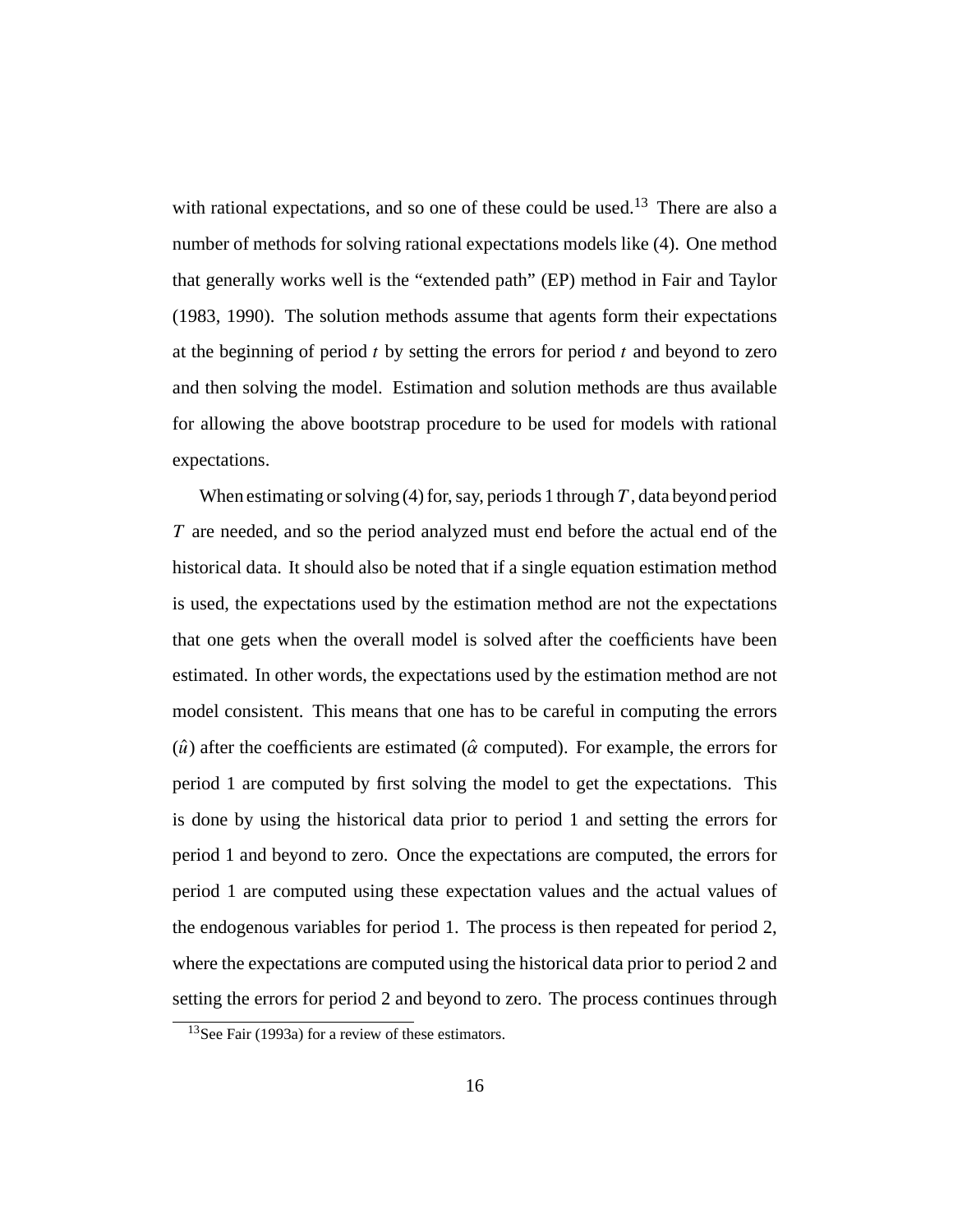with rational expectations, and so one of these could be used.[13] There are also a number of methods for solving rational expectations models like (4). One method that generally works well is the "extended path" (EP) method in Fair and Taylor (1983, 1990). The solution methods assume that agents form their expectations at the beginning of period $t$ by setting the errors for period $t$ and beyond to zero and then solving the model. Estimation and solution methods are thus available for allowing the above bootstrap procedure to be used for models with rational expectations.

When estimating or solving (4) for, say, periods 1 through $T$, data beyond period $T$ are needed, and so the period analyzed must end before the actual end of the historical data. It should also be noted that if a single equation estimation method is used, the expectations used by the estimation method are not the expectations that one gets when the overall model is solved after the coefficients have been estimated. In other words, the expectations used by the estimation method are not model consistent. This means that one has to be careful in computing the errors ($\hat{u}$) after the coefficients are estimated ($\hat{\alpha}$ computed). For example, the errors for period 1 are computed by first solving the model to get the expectations. This is done by using the historical data prior to period 1 and setting the errors for period 1 and beyond to zero. Once the expectations are computed, the errors for period 1 are computed using these expectation values and the actual values of the endogenous variables for period 1. The process is then repeated for period 2, where the expectations are computed using the historical data prior to period 2 and setting the errors for period 2 and beyond to zero. The process continues through

[13] See Fair (1993a) for a review of these estimators.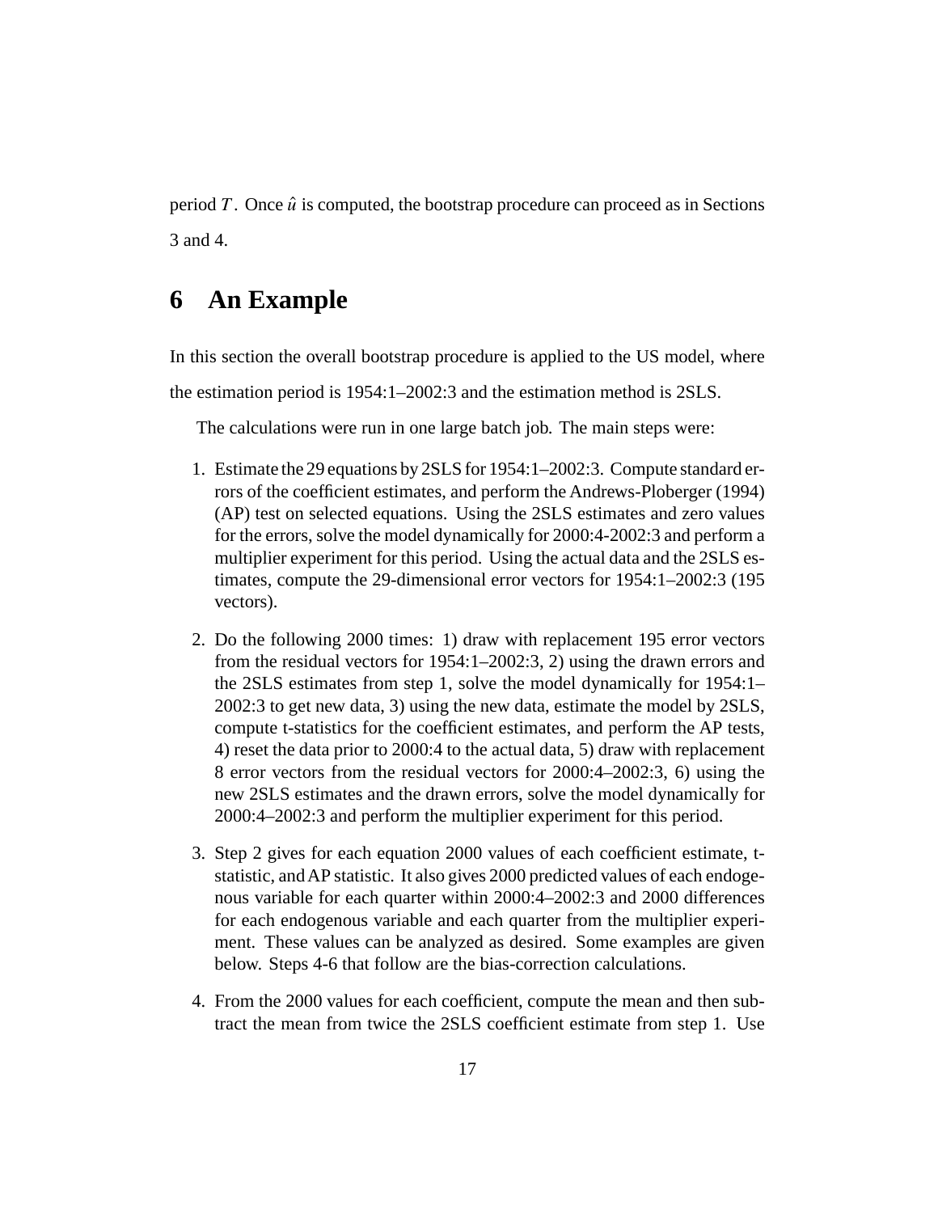period $T$. Once $\hat{u}$ is computed, the bootstrap procedure can proceed as in Sections 3 and 4.

# 6 An Example

In this section the overall bootstrap procedure is applied to the US model, where the estimation period is 1954:1–2002:3 and the estimation method is 2SLS.

The calculations were run in one large batch job. The main steps were:

1. Estimate the 29 equations by 2SLS for 1954:1–2002:3. Compute standard errors of the coefficient estimates, and perform the Andrews-Ploberger (1994) (AP) test on selected equations. Using the 2SLS estimates and zero values for the errors, solve the model dynamically for 2000:4-2002:3 and perform a multiplier experiment for this period. Using the actual data and the 2SLS estimates, compute the 29-dimensional error vectors for 1954:1–2002:3 (195 vectors).

2. Do the following 2000 times: 1) draw with replacement 195 error vectors from the residual vectors for 1954:1–2002:3, 2) using the drawn errors and the 2SLS estimates from step 1, solve the model dynamically for 1954:1–2002:3 to get new data, 3) using the new data, estimate the model by 2SLS, compute t-statistics for the coefficient estimates, and perform the AP tests, 4) reset the data prior to 2000:4 to the actual data, 5) draw with replacement 8 error vectors from the residual vectors for 2000:4–2002:3, 6) using the new 2SLS estimates and the drawn errors, solve the model dynamically for 2000:4–2002:3 and perform the multiplier experiment for this period.

3. Step 2 gives for each equation 2000 values of each coefficient estimate, t-statistic, and AP statistic. It also gives 2000 predicted values of each endogenous variable for each quarter within 2000:4–2002:3 and 2000 differences for each endogenous variable and each quarter from the multiplier experiment. These values can be analyzed as desired. Some examples are given below. Steps 4-6 that follow are the bias-correction calculations.

4. From the 2000 values for each coefficient, compute the mean and then subtract the mean from twice the 2SLS coefficient estimate from step 1. Use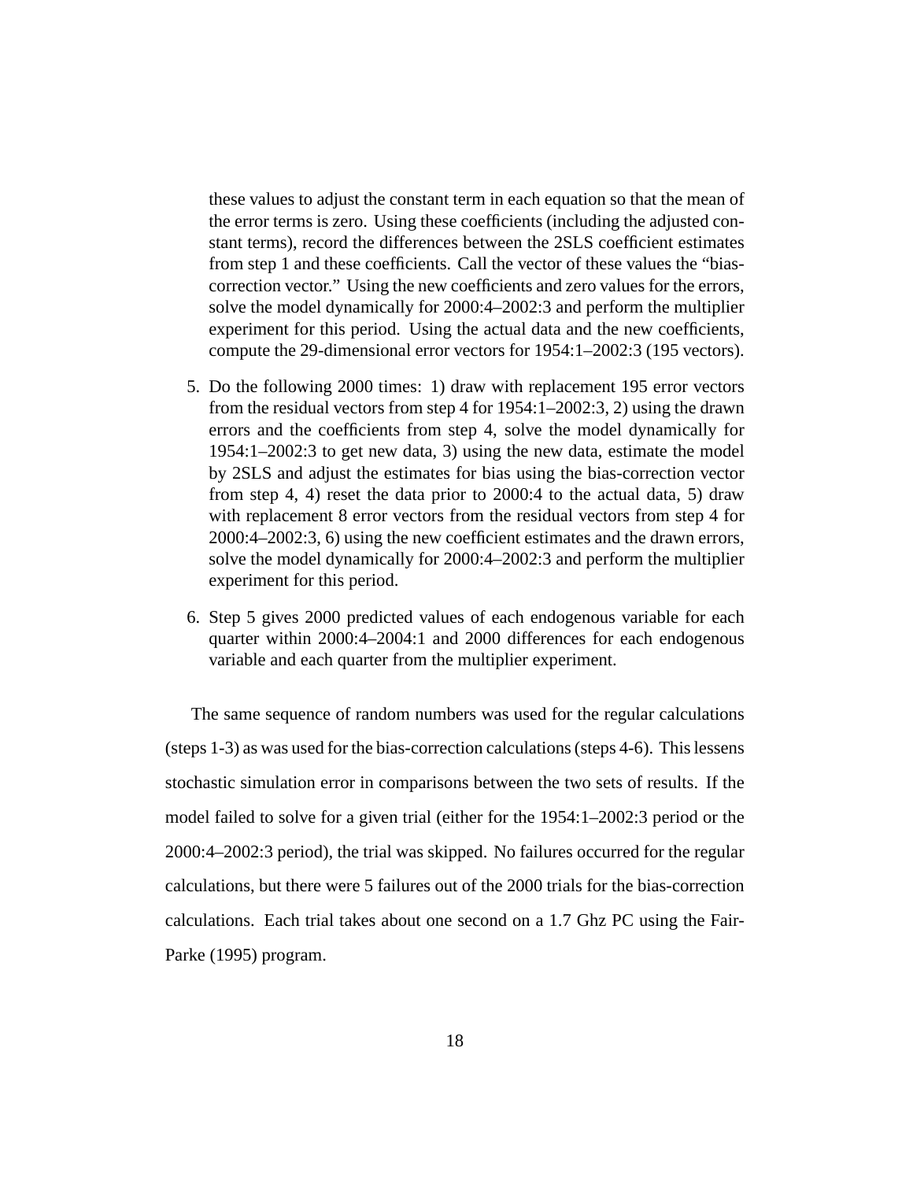these values to adjust the constant term in each equation so that the mean of the error terms is zero. Using these coefficients (including the adjusted constant terms), record the differences between the 2SLS coefficient estimates from step 1 and these coefficients. Call the vector of these values the "bias-correction vector." Using the new coefficients and zero values for the errors, solve the model dynamically for 2000:4–2002:3 and perform the multiplier experiment for this period. Using the actual data and the new coefficients, compute the 29-dimensional error vectors for 1954:1–2002:3 (195 vectors).

5. Do the following 2000 times: 1) draw with replacement 195 error vectors from the residual vectors from step 4 for 1954:1–2002:3, 2) using the drawn errors and the coefficients from step 4, solve the model dynamically for 1954:1–2002:3 to get new data, 3) using the new data, estimate the model by 2SLS and adjust the estimates for bias using the bias-correction vector from step 4, 4) reset the data prior to 2000:4 to the actual data, 5) draw with replacement 8 error vectors from the residual vectors from step 4 for 2000:4–2002:3, 6) using the new coefficient estimates and the drawn errors, solve the model dynamically for 2000:4–2002:3 and perform the multiplier experiment for this period.

6. Step 5 gives 2000 predicted values of each endogenous variable for each quarter within 2000:4–2004:1 and 2000 differences for each endogenous variable and each quarter from the multiplier experiment.

The same sequence of random numbers was used for the regular calculations (steps 1-3) as was used for the bias-correction calculations (steps 4-6). This lessens stochastic simulation error in comparisons between the two sets of results. If the model failed to solve for a given trial (either for the 1954:1–2002:3 period or the 2000:4–2002:3 period), the trial was skipped. No failures occurred for the regular calculations, but there were 5 failures out of the 2000 trials for the bias-correction calculations. Each trial takes about one second on a 1.7 Ghz PC using the Fair-Parke (1995) program.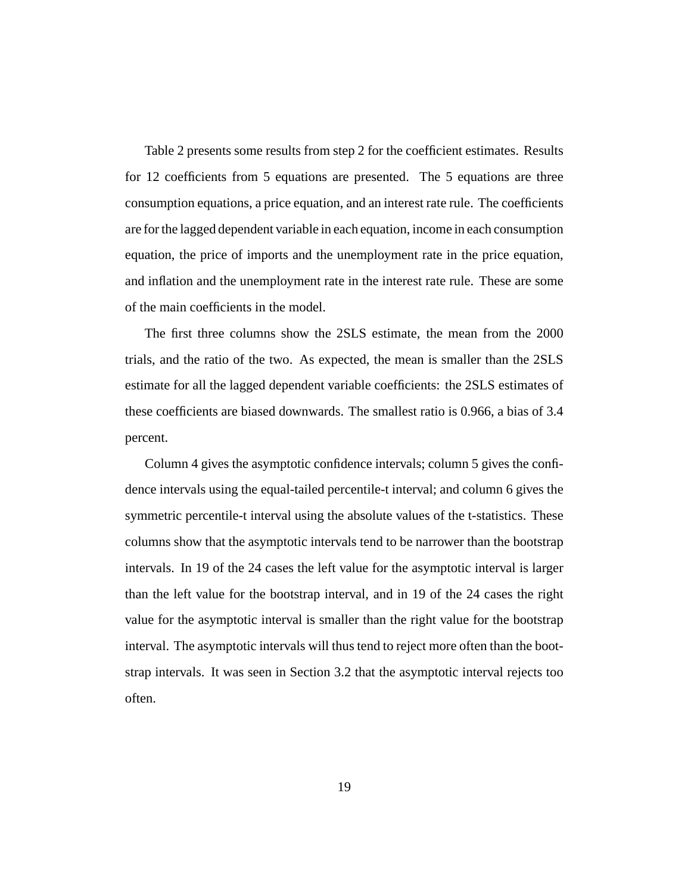Table 2 presents some results from step 2 for the coefficient estimates. Results for 12 coefficients from 5 equations are presented. The 5 equations are three consumption equations, a price equation, and an interest rate rule. The coefficients are for the lagged dependent variable in each equation, income in each consumption equation, the price of imports and the unemployment rate in the price equation, and inflation and the unemployment rate in the interest rate rule. These are some of the main coefficients in the model.

The first three columns show the 2SLS estimate, the mean from the 2000 trials, and the ratio of the two. As expected, the mean is smaller than the 2SLS estimate for all the lagged dependent variable coefficients: the 2SLS estimates of these coefficients are biased downwards. The smallest ratio is 0.966, a bias of 3.4 percent.

Column 4 gives the asymptotic confidence intervals; column 5 gives the confidence intervals using the equal-tailed percentile-t interval; and column 6 gives the symmetric percentile-t interval using the absolute values of the t-statistics. These columns show that the asymptotic intervals tend to be narrower than the bootstrap intervals. In 19 of the 24 cases the left value for the asymptotic interval is larger than the left value for the bootstrap interval, and in 19 of the 24 cases the right value for the asymptotic interval is smaller than the right value for the bootstrap interval. The asymptotic intervals will thus tend to reject more often than the bootstrap intervals. It was seen in Section 3.2 that the asymptotic interval rejects too often.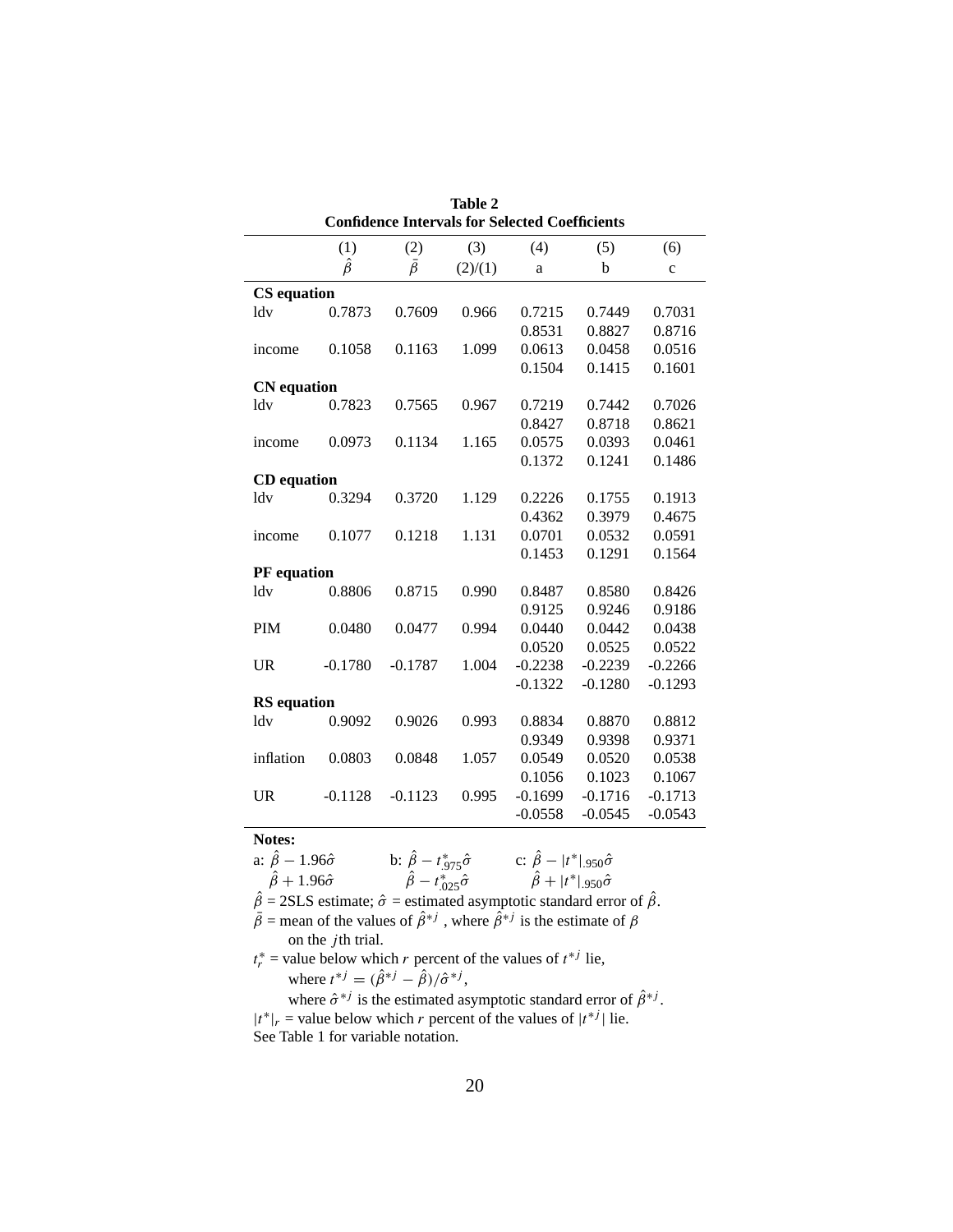**Table 2**
**Confidence Intervals for Selected Coefficients**

| | (1) | (2) | (3) | (4) | (5) | (6) |
|---|---|---|---|---|---|---|
| | $\hat{\beta}$ | $\bar{\beta}$ | (2)/(1) | a | b | c |
| **CS equation** | | | | | | |
| ldv | 0.7873 | 0.7609 | 0.966 | 0.7215 | 0.7449 | 0.7031 |
| | | | | 0.8531 | 0.8827 | 0.8716 |
| income | 0.1058 | 0.1163 | 1.099 | 0.0613 | 0.0458 | 0.0516 |
| | | | | 0.1504 | 0.1415 | 0.1601 |
| **CN equation** | | | | | | |
| ldv | 0.7823 | 0.7565 | 0.967 | 0.7219 | 0.7442 | 0.7026 |
| | | | | 0.8427 | 0.8718 | 0.8621 |
| income | 0.0973 | 0.1134 | 1.165 | 0.0575 | 0.0393 | 0.0461 |
| | | | | 0.1372 | 0.1241 | 0.1486 |
| **CD equation** | | | | | | |
| ldv | 0.3294 | 0.3720 | 1.129 | 0.2226 | 0.1755 | 0.1913 |
| | | | | 0.4362 | 0.3979 | 0.4675 |
| income | 0.1077 | 0.1218 | 1.131 | 0.0701 | 0.0532 | 0.0591 |
| | | | | 0.1453 | 0.1291 | 0.1564 |
| **PF equation** | | | | | | |
| ldv | 0.8806 | 0.8715 | 0.990 | 0.8487 | 0.8580 | 0.8426 |
| | | | | 0.9125 | 0.9246 | 0.9186 |
| PIM | 0.0480 | 0.0477 | 0.994 | 0.0440 | 0.0442 | 0.0438 |
| | | | | 0.0520 | 0.0525 | 0.0522 |
| UR | -0.1780 | -0.1787 | 1.004 | -0.2238 | -0.2239 | -0.2266 |
| | | | | -0.1322 | -0.1280 | -0.1293 |
| **RS equation** | | | | | | |
| ldv | 0.9092 | 0.9026 | 0.993 | 0.8834 | 0.8870 | 0.8812 |
| | | | | 0.9349 | 0.9398 | 0.9371 |
| inflation | 0.0803 | 0.0848 | 1.057 | 0.0549 | 0.0520 | 0.0538 |
| | | | | 0.1056 | 0.1023 | 0.1067 |
| UR | -0.1128 | -0.1123 | 0.995 | -0.1699 | -0.1716 | -0.1713 |
| | | | | -0.0558 | -0.0545 | -0.0543 |

**Notes:**

a: $\hat{\beta} - 1.96\hat{\sigma}$, $\hat{\beta} + 1.96\hat{\sigma}$ b: $\hat{\beta} - t^*_{.975}\hat{\sigma}$, $\hat{\beta} - t^*_{.025}\hat{\sigma}$ c: $\hat{\beta} - |t^*|_{.950}\hat{\sigma}$, $\hat{\beta} + |t^*|_{.950}\hat{\sigma}$

$\hat{\beta}$ = 2SLS estimate; $\hat{\sigma}$ = estimated asymptotic standard error of $\hat{\beta}$.

$\bar{\beta}$ = mean of the values of $\hat{\beta}^{*j}$, where $\hat{\beta}^{*j}$ is the estimate of $\beta$ on the $j$th trial.

$t^*_r$ = value below which $r$ percent of the values of $t^{*j}$ lie, where $t^{*j} = (\hat{\beta}^{*j} - \hat{\beta})/\hat{\sigma}^{*j}$, where $\hat{\sigma}^{*j}$ is the estimated asymptotic standard error of $\hat{\beta}^{*j}$.

$|t^*|_r$ = value below which $r$ percent of the values of $|t^{*j}|$ lie.

See Table 1 for variable notation.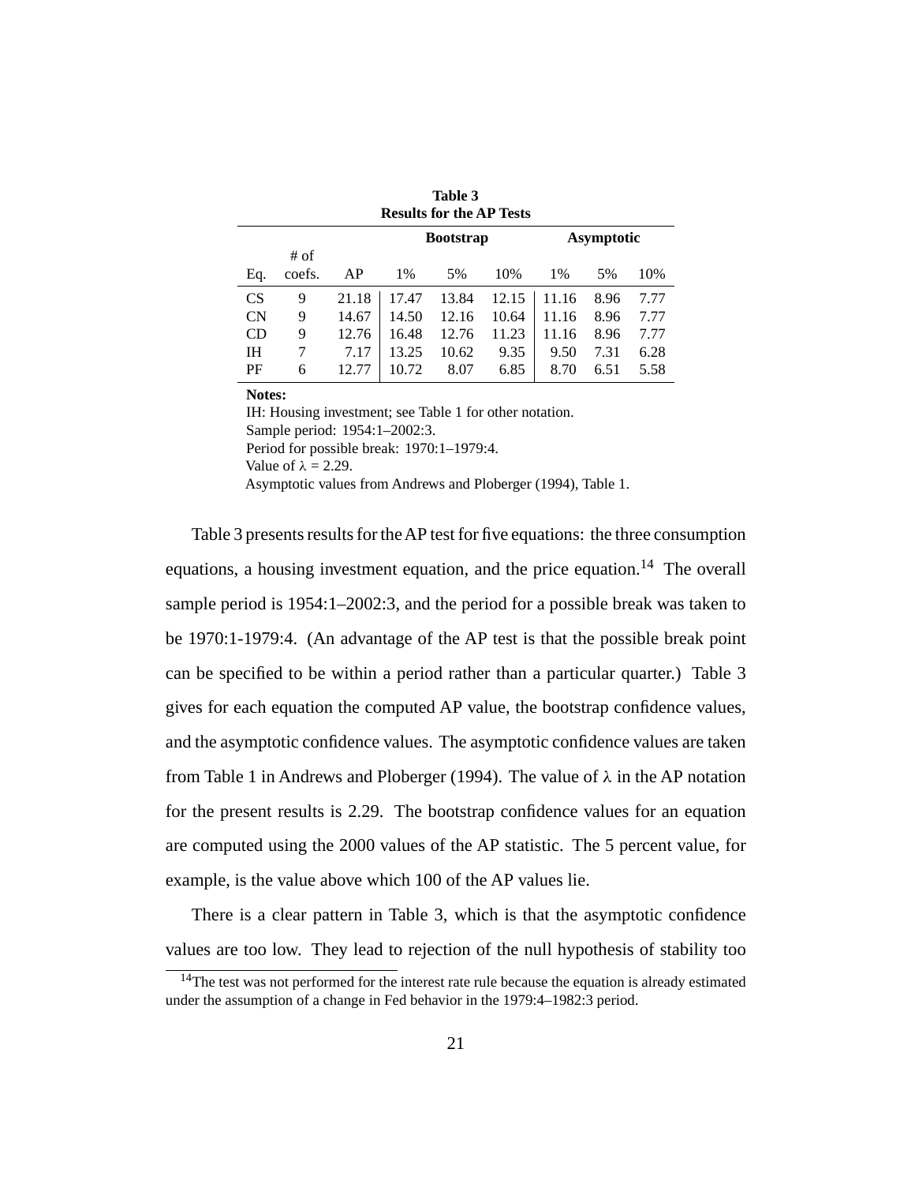**Table 3**
**Results for the AP Tests**

| | | | **Bootstrap** | | | **Asymptotic** | | |
|---|---|---|---|---|---|---|---|---|
| Eq. | # of coefs. | AP | 1% | 5% | 10% | 1% | 5% | 10% |
| CS | 9 | 21.18 | 17.47 | 13.84 | 12.15 | 11.16 | 8.96 | 7.77 |
| CN | 9 | 14.67 | 14.50 | 12.16 | 10.64 | 11.16 | 8.96 | 7.77 |
| CD | 9 | 12.76 | 16.48 | 12.76 | 11.23 | 11.16 | 8.96 | 7.77 |
| IH | 7 | 7.17 | 13.25 | 10.62 | 9.35 | 9.50 | 7.31 | 6.28 |
| PF | 6 | 12.77 | 10.72 | 8.07 | 6.85 | 8.70 | 6.51 | 5.58 |

**Notes:**
IH: Housing investment; see Table 1 for other notation.
Sample period: 1954:1–2002:3.
Period for possible break: 1970:1–1979:4.
Value of $\lambda$ = 2.29.
Asymptotic values from Andrews and Ploberger (1994), Table 1.

Table 3 presents results for the AP test for five equations: the three consumption equations, a housing investment equation, and the price equation.[14] The overall sample period is 1954:1–2002:3, and the period for a possible break was taken to be 1970:1-1979:4. (An advantage of the AP test is that the possible break point can be specified to be within a period rather than a particular quarter.) Table 3 gives for each equation the computed AP value, the bootstrap confidence values, and the asymptotic confidence values. The asymptotic confidence values are taken from Table 1 in Andrews and Ploberger (1994). The value of $\lambda$ in the AP notation for the present results is 2.29. The bootstrap confidence values for an equation are computed using the 2000 values of the AP statistic. The 5 percent value, for example, is the value above which 100 of the AP values lie.

There is a clear pattern in Table 3, which is that the asymptotic confidence values are too low. They lead to rejection of the null hypothesis of stability too

[14]The test was not performed for the interest rate rule because the equation is already estimated under the assumption of a change in Fed behavior in the 1979:4–1982:3 period.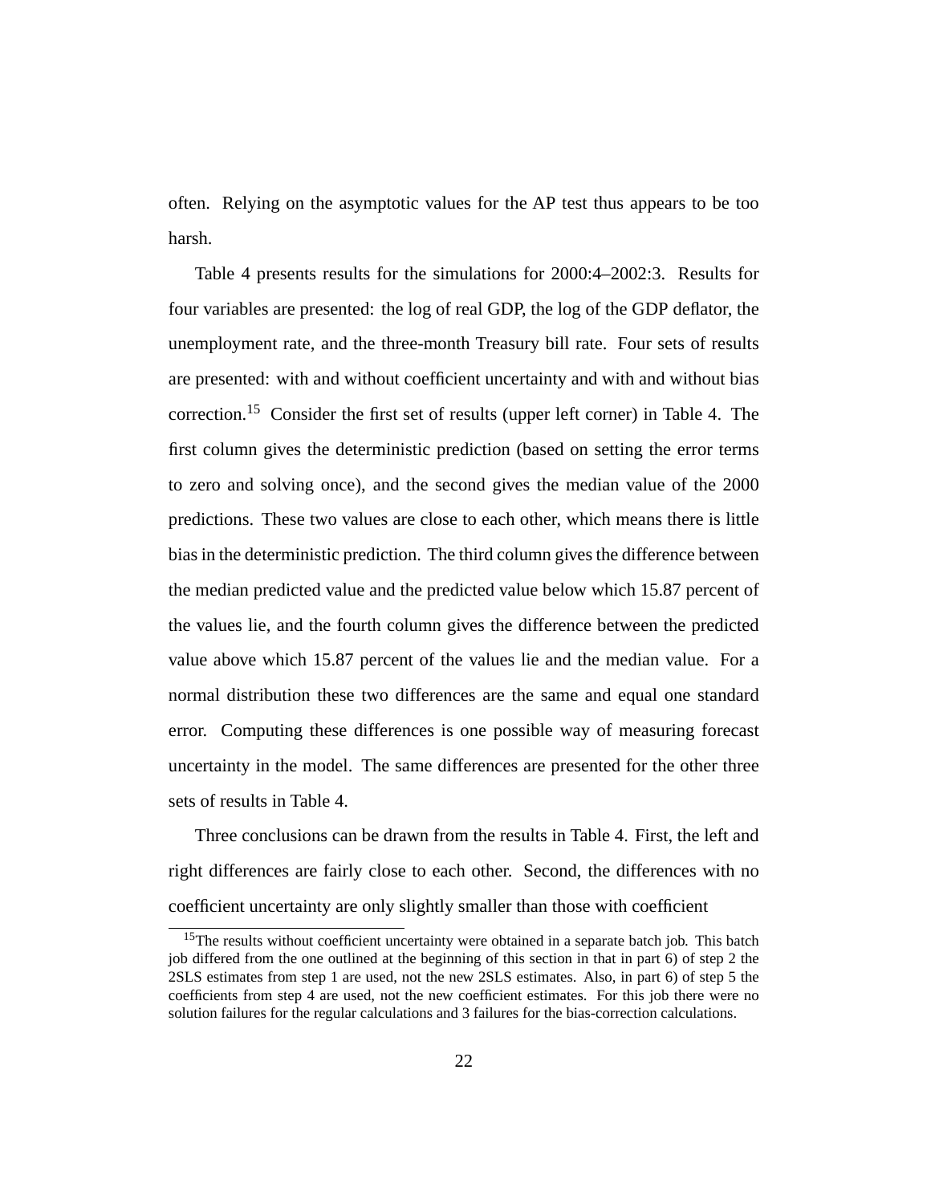often. Relying on the asymptotic values for the AP test thus appears to be too harsh.

Table 4 presents results for the simulations for 2000:4–2002:3. Results for four variables are presented: the log of real GDP, the log of the GDP deflator, the unemployment rate, and the three-month Treasury bill rate. Four sets of results are presented: with and without coefficient uncertainty and with and without bias correction.[15] Consider the first set of results (upper left corner) in Table 4. The first column gives the deterministic prediction (based on setting the error terms to zero and solving once), and the second gives the median value of the 2000 predictions. These two values are close to each other, which means there is little bias in the deterministic prediction. The third column gives the difference between the median predicted value and the predicted value below which 15.87 percent of the values lie, and the fourth column gives the difference between the predicted value above which 15.87 percent of the values lie and the median value. For a normal distribution these two differences are the same and equal one standard error. Computing these differences is one possible way of measuring forecast uncertainty in the model. The same differences are presented for the other three sets of results in Table 4.

Three conclusions can be drawn from the results in Table 4. First, the left and right differences are fairly close to each other. Second, the differences with no coefficient uncertainty are only slightly smaller than those with coefficient

[15]The results without coefficient uncertainty were obtained in a separate batch job. This batch job differed from the one outlined at the beginning of this section in that in part 6) of step 2 the 2SLS estimates from step 1 are used, not the new 2SLS estimates. Also, in part 6) of step 5 the coefficients from step 4 are used, not the new coefficient estimates. For this job there were no solution failures for the regular calculations and 3 failures for the bias-correction calculations.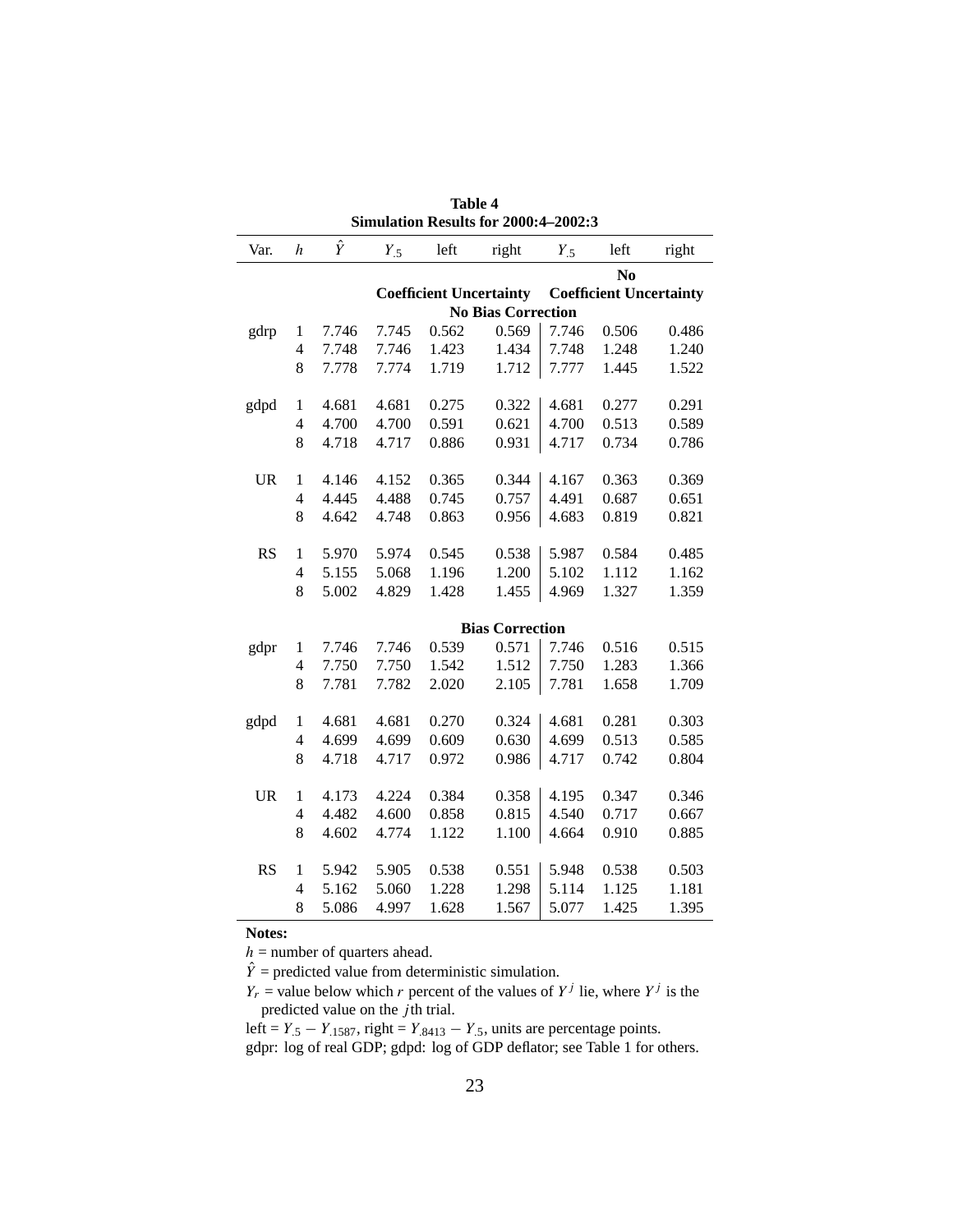**Table 4**
**Simulation Results for 2000:4–2002:3**

| Var. | $h$ | $\hat{Y}$ | $Y_{.5}$ | left | right | $Y_{.5}$ | left | right |
|---|---|---|---|---|---|---|---|---|
| | | | **Coefficient Uncertainty** | | | **No Coefficient Uncertainty** | | |
| | | | **No Bias Correction** | | | | | |
| gdrp | 1 | 7.746 | 7.745 | 0.562 | 0.569 | 7.746 | 0.506 | 0.486 |
| | 4 | 7.748 | 7.746 | 1.423 | 1.434 | 7.748 | 1.248 | 1.240 |
| | 8 | 7.778 | 7.774 | 1.719 | 1.712 | 7.777 | 1.445 | 1.522 |
| gdpd | 1 | 4.681 | 4.681 | 0.275 | 0.322 | 4.681 | 0.277 | 0.291 |
| | 4 | 4.700 | 4.700 | 0.591 | 0.621 | 4.700 | 0.513 | 0.589 |
| | 8 | 4.718 | 4.717 | 0.886 | 0.931 | 4.717 | 0.734 | 0.786 |
| UR | 1 | 4.146 | 4.152 | 0.365 | 0.344 | 4.167 | 0.363 | 0.369 |
| | 4 | 4.445 | 4.488 | 0.745 | 0.757 | 4.491 | 0.687 | 0.651 |
| | 8 | 4.642 | 4.748 | 0.863 | 0.956 | 4.683 | 0.819 | 0.821 |
| RS | 1 | 5.970 | 5.974 | 0.545 | 0.538 | 5.987 | 0.584 | 0.485 |
| | 4 | 5.155 | 5.068 | 1.196 | 1.200 | 5.102 | 1.112 | 1.162 |
| | 8 | 5.002 | 4.829 | 1.428 | 1.455 | 4.969 | 1.327 | 1.359 |
| | | | **Bias Correction** | | | | | |
| gdpr | 1 | 7.746 | 7.746 | 0.539 | 0.571 | 7.746 | 0.516 | 0.515 |
| | 4 | 7.750 | 7.750 | 1.542 | 1.512 | 7.750 | 1.283 | 1.366 |
| | 8 | 7.781 | 7.782 | 2.020 | 2.105 | 7.781 | 1.658 | 1.709 |
| gdpd | 1 | 4.681 | 4.681 | 0.270 | 0.324 | 4.681 | 0.281 | 0.303 |
| | 4 | 4.699 | 4.699 | 0.609 | 0.630 | 4.699 | 0.513 | 0.585 |
| | 8 | 4.718 | 4.717 | 0.972 | 0.986 | 4.717 | 0.742 | 0.804 |
| UR | 1 | 4.173 | 4.224 | 0.384 | 0.358 | 4.195 | 0.347 | 0.346 |
| | 4 | 4.482 | 4.600 | 0.858 | 0.815 | 4.540 | 0.717 | 0.667 |
| | 8 | 4.602 | 4.774 | 1.122 | 1.100 | 4.664 | 0.910 | 0.885 |
| RS | 1 | 5.942 | 5.905 | 0.538 | 0.551 | 5.948 | 0.538 | 0.503 |
| | 4 | 5.162 | 5.060 | 1.228 | 1.298 | 5.114 | 1.125 | 1.181 |
| | 8 | 5.086 | 4.997 | 1.628 | 1.567 | 5.077 | 1.425 | 1.395 |

**Notes:**

$h$ = number of quarters ahead.

$\hat{Y}$ = predicted value from deterministic simulation.

$Y_r$ = value below which $r$ percent of the values of $Y^j$ lie, where $Y^j$ is the predicted value on the $j$th trial.

left = $Y_{.5} - Y_{.1587}$, right = $Y_{.8413} - Y_{.5}$, units are percentage points.

gdpr: log of real GDP; gdpd: log of GDP deflator; see Table 1 for others.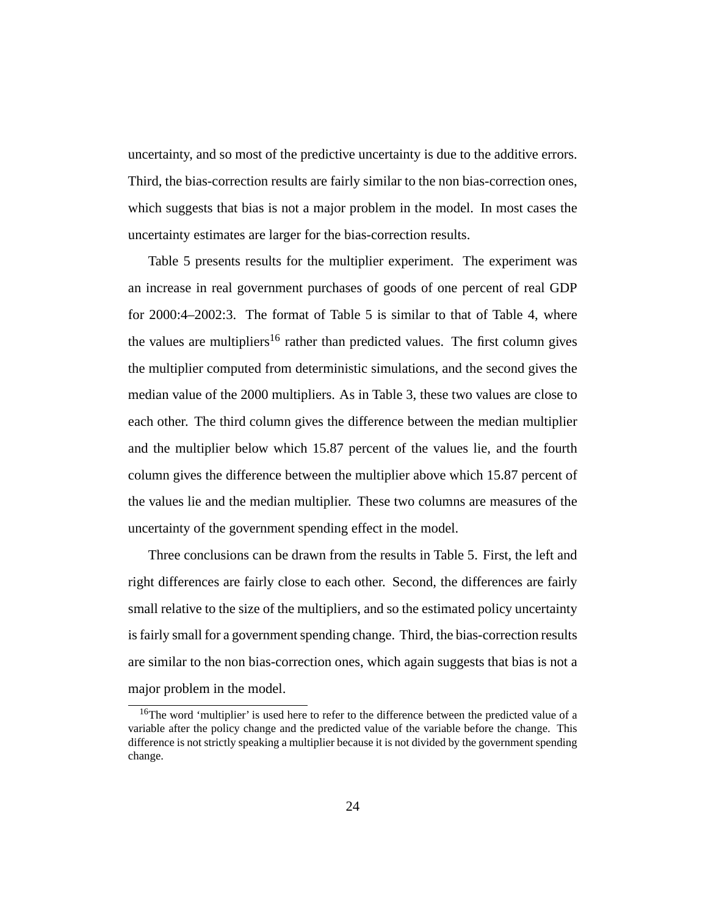uncertainty, and so most of the predictive uncertainty is due to the additive errors. Third, the bias-correction results are fairly similar to the non bias-correction ones, which suggests that bias is not a major problem in the model. In most cases the uncertainty estimates are larger for the bias-correction results.

Table 5 presents results for the multiplier experiment. The experiment was an increase in real government purchases of goods of one percent of real GDP for 2000:4–2002:3. The format of Table 5 is similar to that of Table 4, where the values are multipliers[16] rather than predicted values. The first column gives the multiplier computed from deterministic simulations, and the second gives the median value of the 2000 multipliers. As in Table 3, these two values are close to each other. The third column gives the difference between the median multiplier and the multiplier below which 15.87 percent of the values lie, and the fourth column gives the difference between the multiplier above which 15.87 percent of the values lie and the median multiplier. These two columns are measures of the uncertainty of the government spending effect in the model.

Three conclusions can be drawn from the results in Table 5. First, the left and right differences are fairly close to each other. Second, the differences are fairly small relative to the size of the multipliers, and so the estimated policy uncertainty is fairly small for a government spending change. Third, the bias-correction results are similar to the non bias-correction ones, which again suggests that bias is not a major problem in the model.

[16]The word 'multiplier' is used here to refer to the difference between the predicted value of a variable after the policy change and the predicted value of the variable before the change. This difference is not strictly speaking a multiplier because it is not divided by the government spending change.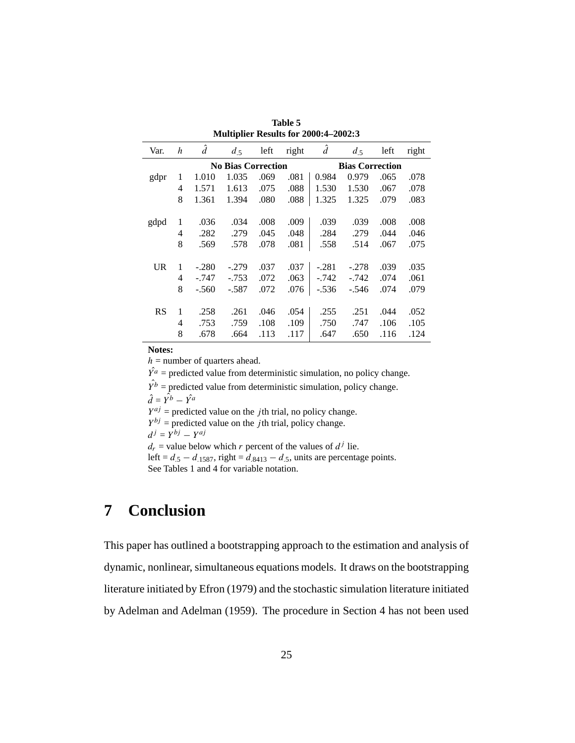**Table 5**
**Multiplier Results for 2000:4–2002:3**

| Var. | $h$ | $\hat{d}$ | $d_{.5}$ | left | right | $\hat{d}$ | $d_{.5}$ | left | right |
|---|---|---|---|---|---|---|---|---|---|
| | | **No Bias Correction** | | | | **Bias Correction** | | | |
| gdpr | 1 | 1.010 | 1.035 | .069 | .081 | 0.984 | 0.979 | .065 | .078 |
| | 4 | 1.571 | 1.613 | .075 | .088 | 1.530 | 1.530 | .067 | .078 |
| | 8 | 1.361 | 1.394 | .080 | .088 | 1.325 | 1.325 | .079 | .083 |
| gdpd | 1 | .036 | .034 | .008 | .009 | .039 | .039 | .008 | .008 |
| | 4 | .282 | .279 | .045 | .048 | .284 | .279 | .044 | .046 |
| | 8 | .569 | .578 | .078 | .081 | .558 | .514 | .067 | .075 |
| UR | 1 | -.280 | -.279 | .037 | .037 | -.281 | -.278 | .039 | .035 |
| | 4 | -.747 | -.753 | .072 | .063 | -.742 | -.742 | .074 | .061 |
| | 8 | -.560 | -.587 | .072 | .076 | -.536 | -.546 | .074 | .079 |
| RS | 1 | .258 | .261 | .046 | .054 | .255 | .251 | .044 | .052 |
| | 4 | .753 | .759 | .108 | .109 | .750 | .747 | .106 | .105 |
| | 8 | .678 | .664 | .113 | .117 | .647 | .650 | .116 | .124 |

**Notes:**
$h$ = number of quarters ahead.
$\hat{Y}^a$ = predicted value from deterministic simulation, no policy change.
$\hat{Y}^b$ = predicted value from deterministic simulation, policy change.
$\hat{d} = \hat{Y}^b - \hat{Y}^a$
$Y^{aj}$ = predicted value on the $j$th trial, no policy change.
$Y^{bj}$ = predicted value on the $j$th trial, policy change.
$d^j = Y^{bj} - Y^{aj}$
$d_r$ = value below which $r$ percent of the values of $d^j$ lie.
left = $d_{.5} - d_{.1587}$, right = $d_{.8413} - d_{.5}$, units are percentage points.
See Tables 1 and 4 for variable notation.

# 7 Conclusion

This paper has outlined a bootstrapping approach to the estimation and analysis of dynamic, nonlinear, simultaneous equations models. It draws on the bootstrapping literature initiated by Efron (1979) and the stochastic simulation literature initiated by Adelman and Adelman (1959). The procedure in Section 4 has not been used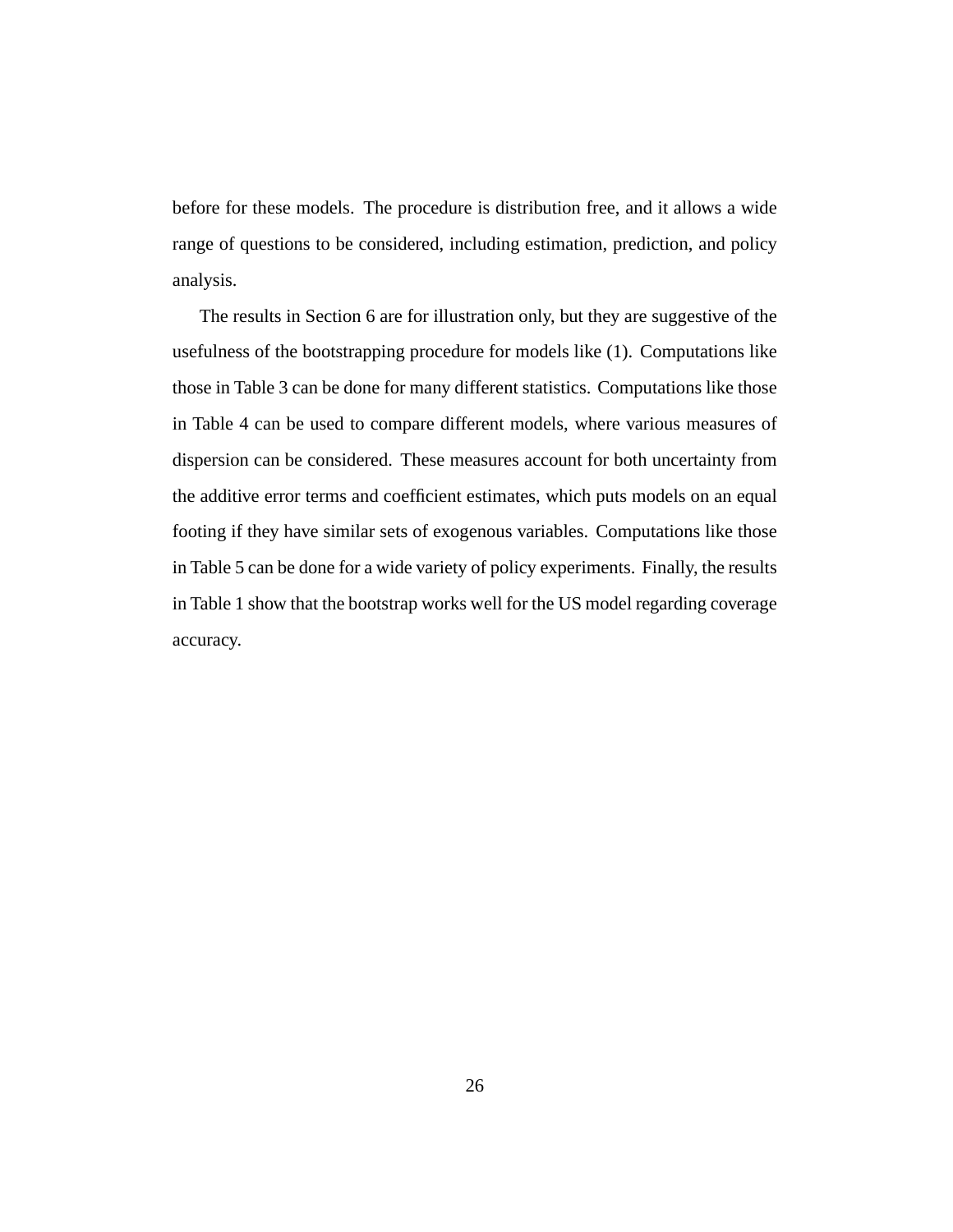before for these models. The procedure is distribution free, and it allows a wide range of questions to be considered, including estimation, prediction, and policy analysis.

The results in Section 6 are for illustration only, but they are suggestive of the usefulness of the bootstrapping procedure for models like (1). Computations like those in Table 3 can be done for many different statistics. Computations like those in Table 4 can be used to compare different models, where various measures of dispersion can be considered. These measures account for both uncertainty from the additive error terms and coefficient estimates, which puts models on an equal footing if they have similar sets of exogenous variables. Computations like those in Table 5 can be done for a wide variety of policy experiments. Finally, the results in Table 1 show that the bootstrap works well for the US model regarding coverage accuracy.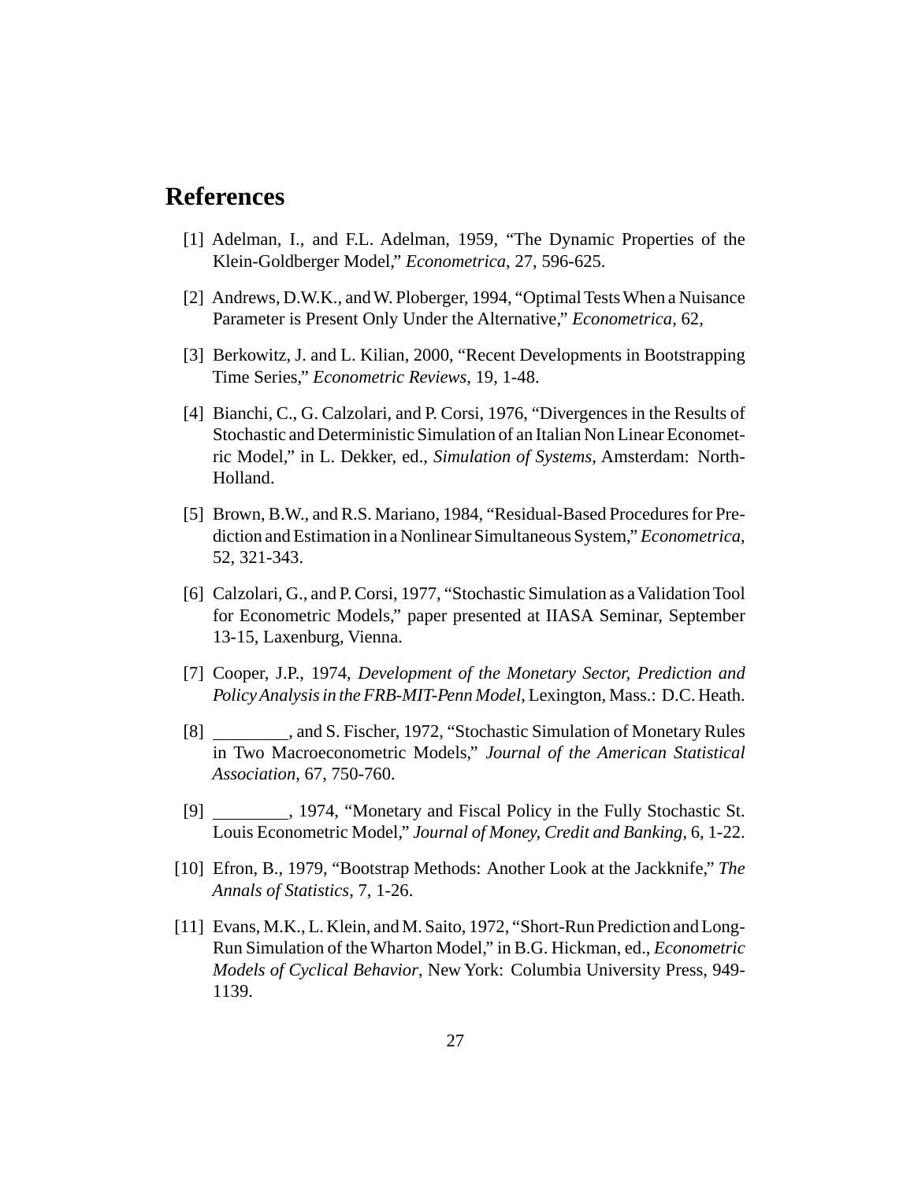## References

[1] Adelman, I., and F.L. Adelman, 1959, "The Dynamic Properties of the Klein-Goldberger Model," *Econometrica*, 27, 596-625.

[2] Andrews, D.W.K., and W. Ploberger, 1994, "Optimal Tests When a Nuisance Parameter is Present Only Under the Alternative," *Econometrica*, 62,

[3] Berkowitz, J. and L. Kilian, 2000, "Recent Developments in Bootstrapping Time Series," *Econometric Reviews*, 19, 1-48.

[4] Bianchi, C., G. Calzolari, and P. Corsi, 1976, "Divergences in the Results of Stochastic and Deterministic Simulation of an Italian Non Linear Econometric Model," in L. Dekker, ed., *Simulation of Systems*, Amsterdam: North-Holland.

[5] Brown, B.W., and R.S. Mariano, 1984, "Residual-Based Procedures for Prediction and Estimation in a Nonlinear Simultaneous System," *Econometrica*, 52, 321-343.

[6] Calzolari, G., and P. Corsi, 1977, "Stochastic Simulation as a Validation Tool for Econometric Models," paper presented at IIASA Seminar, September 13-15, Laxenburg, Vienna.

[7] Cooper, J.P., 1974, *Development of the Monetary Sector, Prediction and Policy Analysis in the FRB-MIT-Penn Model*, Lexington, Mass.: D.C. Heath.

[8] ________, and S. Fischer, 1972, "Stochastic Simulation of Monetary Rules in Two Macroeconometric Models," *Journal of the American Statistical Association*, 67, 750-760.

[9] ________, 1974, "Monetary and Fiscal Policy in the Fully Stochastic St. Louis Econometric Model," *Journal of Money, Credit and Banking*, 6, 1-22.

[10] Efron, B., 1979, "Bootstrap Methods: Another Look at the Jackknife," *The Annals of Statistics*, 7, 1-26.

[11] Evans, M.K., L. Klein, and M. Saito, 1972, "Short-Run Prediction and Long-Run Simulation of the Wharton Model," in B.G. Hickman, ed., *Econometric Models of Cyclical Behavior*, New York: Columbia University Press, 949-1139.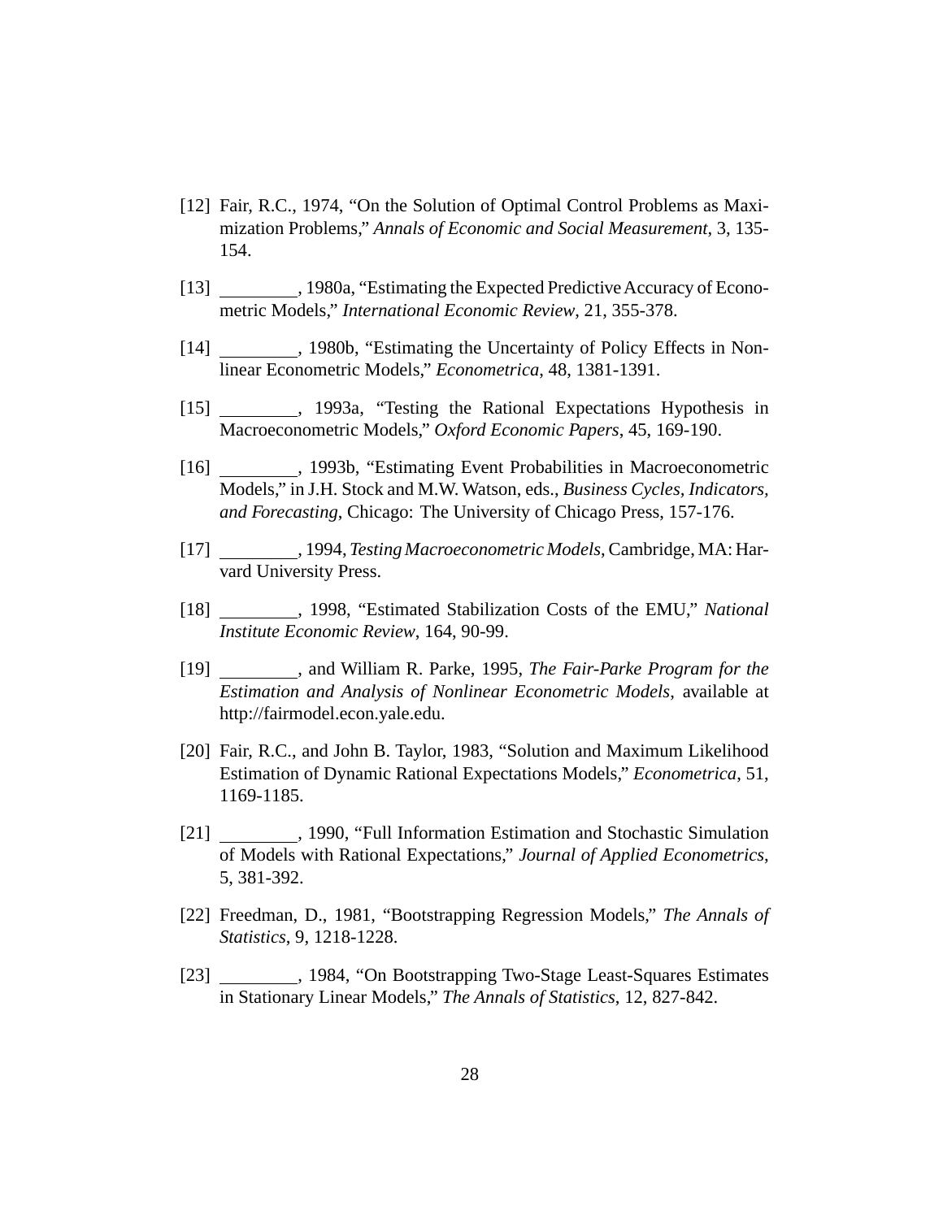[12] Fair, R.C., 1974, "On the Solution of Optimal Control Problems as Maximization Problems," *Annals of Economic and Social Measurement*, 3, 135-154.

[13] ________, 1980a, "Estimating the Expected Predictive Accuracy of Econometric Models," *International Economic Review*, 21, 355-378.

[14] ________, 1980b, "Estimating the Uncertainty of Policy Effects in Nonlinear Econometric Models," *Econometrica*, 48, 1381-1391.

[15] ________, 1993a, "Testing the Rational Expectations Hypothesis in Macroeconometric Models," *Oxford Economic Papers*, 45, 169-190.

[16] ________, 1993b, "Estimating Event Probabilities in Macroeconometric Models," in J.H. Stock and M.W. Watson, eds., *Business Cycles, Indicators, and Forecasting*, Chicago: The University of Chicago Press, 157-176.

[17] ________, 1994, *Testing Macroeconometric Models*, Cambridge, MA: Harvard University Press.

[18] ________, 1998, "Estimated Stabilization Costs of the EMU," *National Institute Economic Review*, 164, 90-99.

[19] ________, and William R. Parke, 1995, *The Fair-Parke Program for the Estimation and Analysis of Nonlinear Econometric Models*, available at http://fairmodel.econ.yale.edu.

[20] Fair, R.C., and John B. Taylor, 1983, "Solution and Maximum Likelihood Estimation of Dynamic Rational Expectations Models," *Econometrica*, 51, 1169-1185.

[21] ________, 1990, "Full Information Estimation and Stochastic Simulation of Models with Rational Expectations," *Journal of Applied Econometrics*, 5, 381-392.

[22] Freedman, D., 1981, "Bootstrapping Regression Models," *The Annals of Statistics*, 9, 1218-1228.

[23] ________, 1984, "On Bootstrapping Two-Stage Least-Squares Estimates in Stationary Linear Models," *The Annals of Statistics*, 12, 827-842.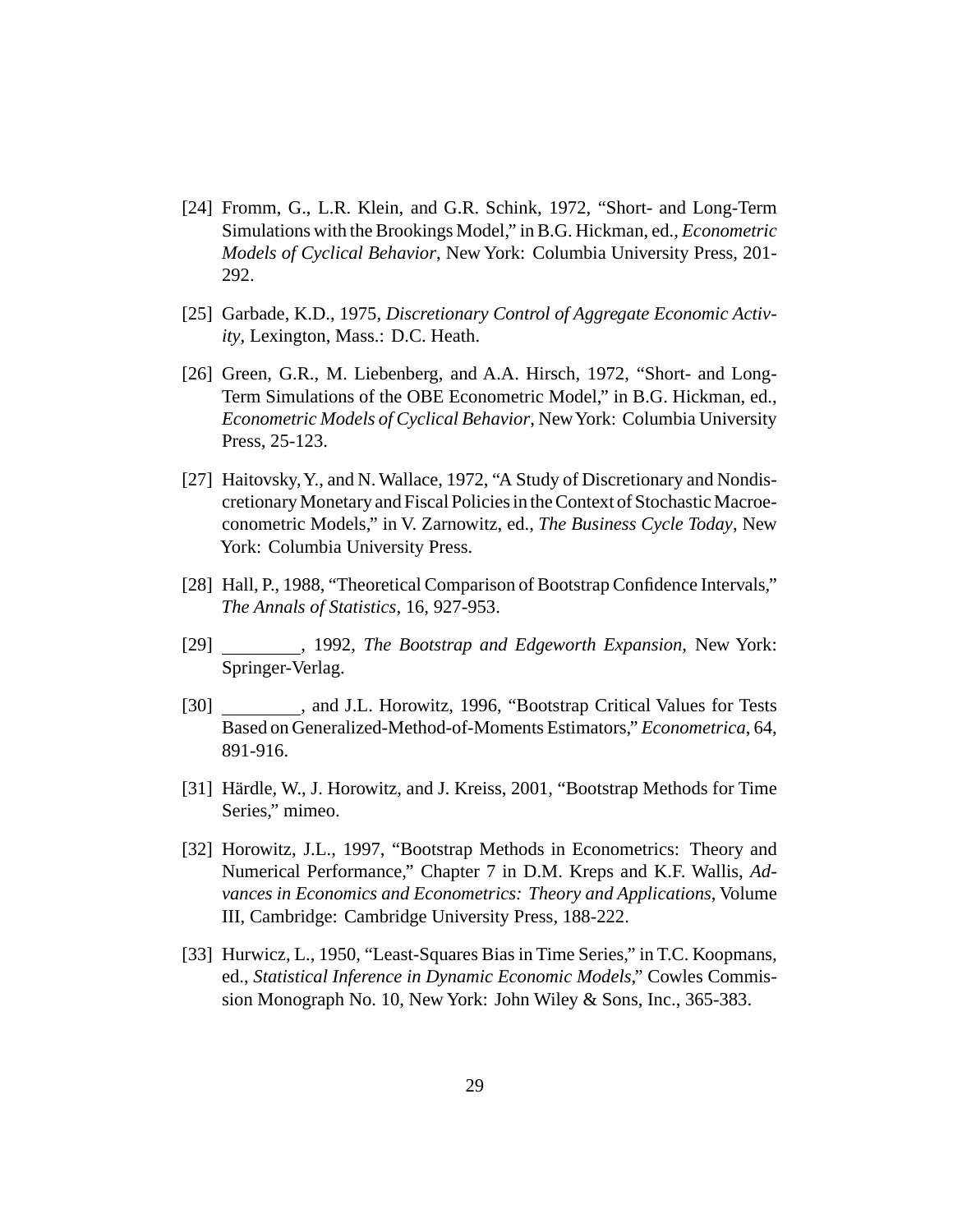[24] Fromm, G., L.R. Klein, and G.R. Schink, 1972, "Short- and Long-Term Simulations with the Brookings Model," in B.G. Hickman, ed., *Econometric Models of Cyclical Behavior*, New York: Columbia University Press, 201-292.

[25] Garbade, K.D., 1975, *Discretionary Control of Aggregate Economic Activity*, Lexington, Mass.: D.C. Heath.

[26] Green, G.R., M. Liebenberg, and A.A. Hirsch, 1972, "Short- and Long-Term Simulations of the OBE Econometric Model," in B.G. Hickman, ed., *Econometric Models of Cyclical Behavior*, New York: Columbia University Press, 25-123.

[27] Haitovsky, Y., and N. Wallace, 1972, "A Study of Discretionary and Nondiscretionary Monetary and Fiscal Policies in the Context of Stochastic Macroeconometric Models," in V. Zarnowitz, ed., *The Business Cycle Today*, New York: Columbia University Press.

[28] Hall, P., 1988, "Theoretical Comparison of Bootstrap Confidence Intervals," *The Annals of Statistics*, 16, 927-953.

[29] ________, 1992, *The Bootstrap and Edgeworth Expansion*, New York: Springer-Verlag.

[30] ________, and J.L. Horowitz, 1996, "Bootstrap Critical Values for Tests Based on Generalized-Method-of-Moments Estimators," *Econometrica*, 64, 891-916.

[31] Härdle, W., J. Horowitz, and J. Kreiss, 2001, "Bootstrap Methods for Time Series," mimeo.

[32] Horowitz, J.L., 1997, "Bootstrap Methods in Econometrics: Theory and Numerical Performance," Chapter 7 in D.M. Kreps and K.F. Wallis, *Advances in Economics and Econometrics: Theory and Applications*, Volume III, Cambridge: Cambridge University Press, 188-222.

[33] Hurwicz, L., 1950, "Least-Squares Bias in Time Series," in T.C. Koopmans, ed., *Statistical Inference in Dynamic Economic Models*," Cowles Commission Monograph No. 10, New York: John Wiley & Sons, Inc., 365-383.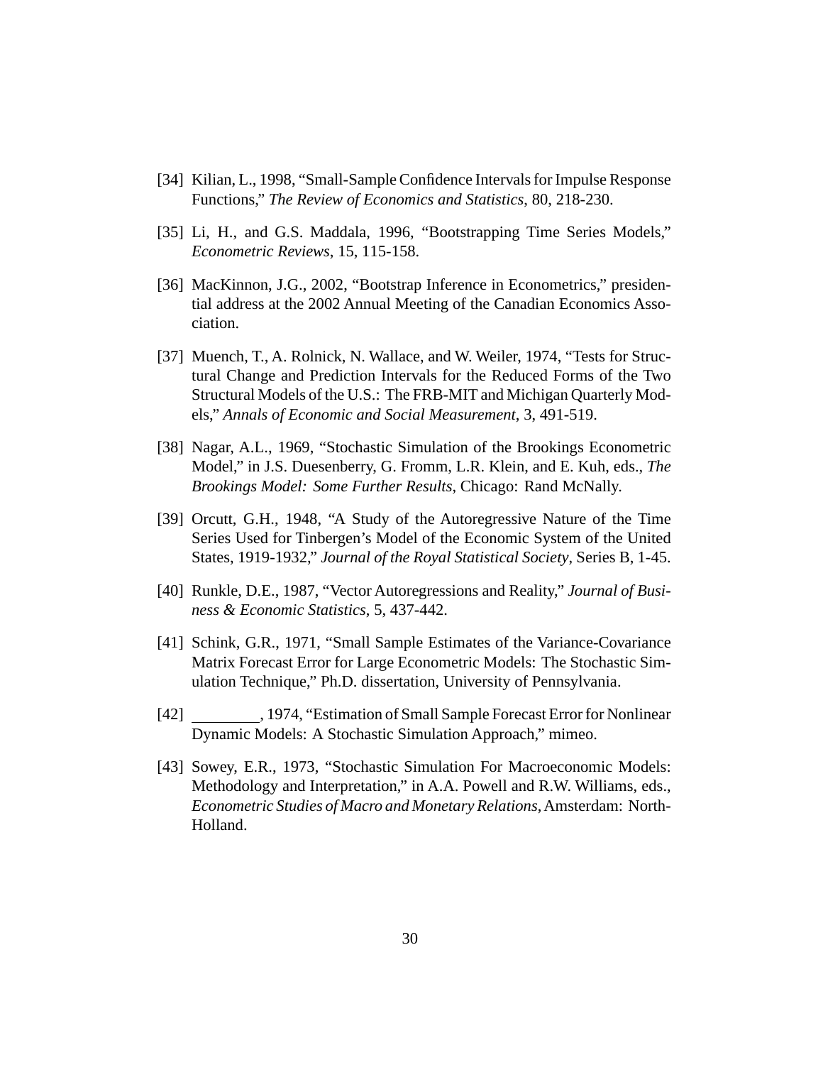[34] Kilian, L., 1998, "Small-Sample Confidence Intervals for Impulse Response Functions," *The Review of Economics and Statistics*, 80, 218-230.

[35] Li, H., and G.S. Maddala, 1996, "Bootstrapping Time Series Models," *Econometric Reviews*, 15, 115-158.

[36] MacKinnon, J.G., 2002, "Bootstrap Inference in Econometrics," presidential address at the 2002 Annual Meeting of the Canadian Economics Association.

[37] Muench, T., A. Rolnick, N. Wallace, and W. Weiler, 1974, "Tests for Structural Change and Prediction Intervals for the Reduced Forms of the Two Structural Models of the U.S.: The FRB-MIT and Michigan Quarterly Models," *Annals of Economic and Social Measurement*, 3, 491-519.

[38] Nagar, A.L., 1969, "Stochastic Simulation of the Brookings Econometric Model," in J.S. Duesenberry, G. Fromm, L.R. Klein, and E. Kuh, eds., *The Brookings Model: Some Further Results*, Chicago: Rand McNally.

[39] Orcutt, G.H., 1948, "A Study of the Autoregressive Nature of the Time Series Used for Tinbergen's Model of the Economic System of the United States, 1919-1932," *Journal of the Royal Statistical Society*, Series B, 1-45.

[40] Runkle, D.E., 1987, "Vector Autoregressions and Reality," *Journal of Business & Economic Statistics*, 5, 437-442.

[41] Schink, G.R., 1971, "Small Sample Estimates of the Variance-Covariance Matrix Forecast Error for Large Econometric Models: The Stochastic Simulation Technique," Ph.D. dissertation, University of Pennsylvania.

[42] ________, 1974, "Estimation of Small Sample Forecast Error for Nonlinear Dynamic Models: A Stochastic Simulation Approach," mimeo.

[43] Sowey, E.R., 1973, "Stochastic Simulation For Macroeconomic Models: Methodology and Interpretation," in A.A. Powell and R.W. Williams, eds., *Econometric Studies of Macro and Monetary Relations*, Amsterdam: North-Holland.